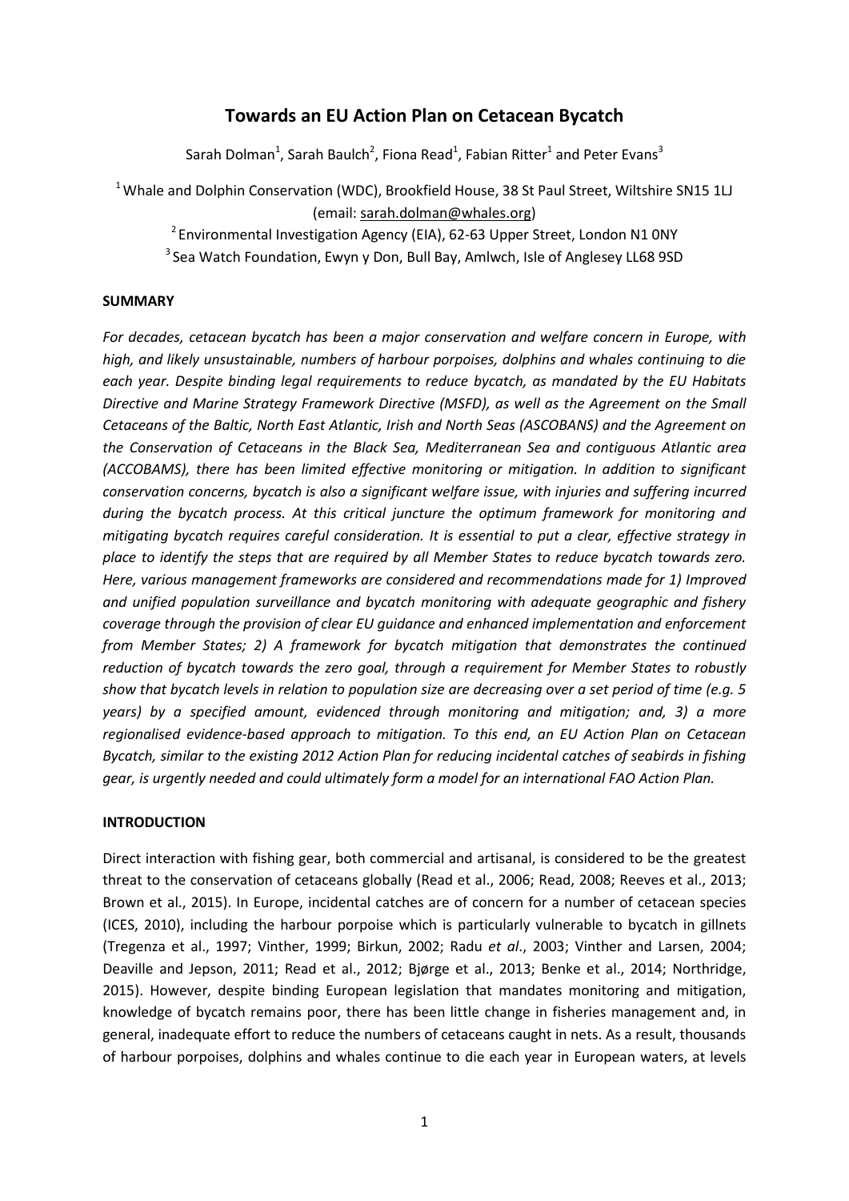# Towards an EU Action Plan on Cetacean Bycatch

Sarah Dolman[1], Sarah Baulch[2], Fiona Read[1], Fabian Ritter[1] and Peter Evans[3]

[1] Whale and Dolphin Conservation (WDC), Brookfield House, 38 St Paul Street, Wiltshire SN15 1LJ (email: sarah.dolman@whales.org)

[2] Environmental Investigation Agency (EIA), 62-63 Upper Street, London N1 0NY

[3] Sea Watch Foundation, Ewyn y Don, Bull Bay, Amlwch, Isle of Anglesey LL68 9SD

## SUMMARY

*For decades, cetacean bycatch has been a major conservation and welfare concern in Europe, with high, and likely unsustainable, numbers of harbour porpoises, dolphins and whales continuing to die each year. Despite binding legal requirements to reduce bycatch, as mandated by the EU Habitats Directive and Marine Strategy Framework Directive (MSFD), as well as the Agreement on the Small Cetaceans of the Baltic, North East Atlantic, Irish and North Seas (ASCOBANS) and the Agreement on the Conservation of Cetaceans in the Black Sea, Mediterranean Sea and contiguous Atlantic area (ACCOBAMS), there has been limited effective monitoring or mitigation. In addition to significant conservation concerns, bycatch is also a significant welfare issue, with injuries and suffering incurred during the bycatch process. At this critical juncture the optimum framework for monitoring and mitigating bycatch requires careful consideration. It is essential to put a clear, effective strategy in place to identify the steps that are required by all Member States to reduce bycatch towards zero. Here, various management frameworks are considered and recommendations made for 1) Improved and unified population surveillance and bycatch monitoring with adequate geographic and fishery coverage through the provision of clear EU guidance and enhanced implementation and enforcement from Member States; 2) A framework for bycatch mitigation that demonstrates the continued reduction of bycatch towards the zero goal, through a requirement for Member States to robustly show that bycatch levels in relation to population size are decreasing over a set period of time (e.g. 5 years) by a specified amount, evidenced through monitoring and mitigation; and, 3) a more regionalised evidence-based approach to mitigation. To this end, an EU Action Plan on Cetacean Bycatch, similar to the existing 2012 Action Plan for reducing incidental catches of seabirds in fishing gear, is urgently needed and could ultimately form a model for an international FAO Action Plan.*

## INTRODUCTION

Direct interaction with fishing gear, both commercial and artisanal, is considered to be the greatest threat to the conservation of cetaceans globally (Read et al., 2006; Read, 2008; Reeves et al., 2013; Brown et al., 2015). In Europe, incidental catches are of concern for a number of cetacean species (ICES, 2010), including the harbour porpoise which is particularly vulnerable to bycatch in gillnets (Tregenza et al., 1997; Vinther, 1999; Birkun, 2002; Radu *et al*., 2003; Vinther and Larsen, 2004; Deaville and Jepson, 2011; Read et al., 2012; Bjørge et al., 2013; Benke et al., 2014; Northridge, 2015). However, despite binding European legislation that mandates monitoring and mitigation, knowledge of bycatch remains poor, there has been little change in fisheries management and, in general, inadequate effort to reduce the numbers of cetaceans caught in nets. As a result, thousands of harbour porpoises, dolphins and whales continue to die each year in European waters, at levels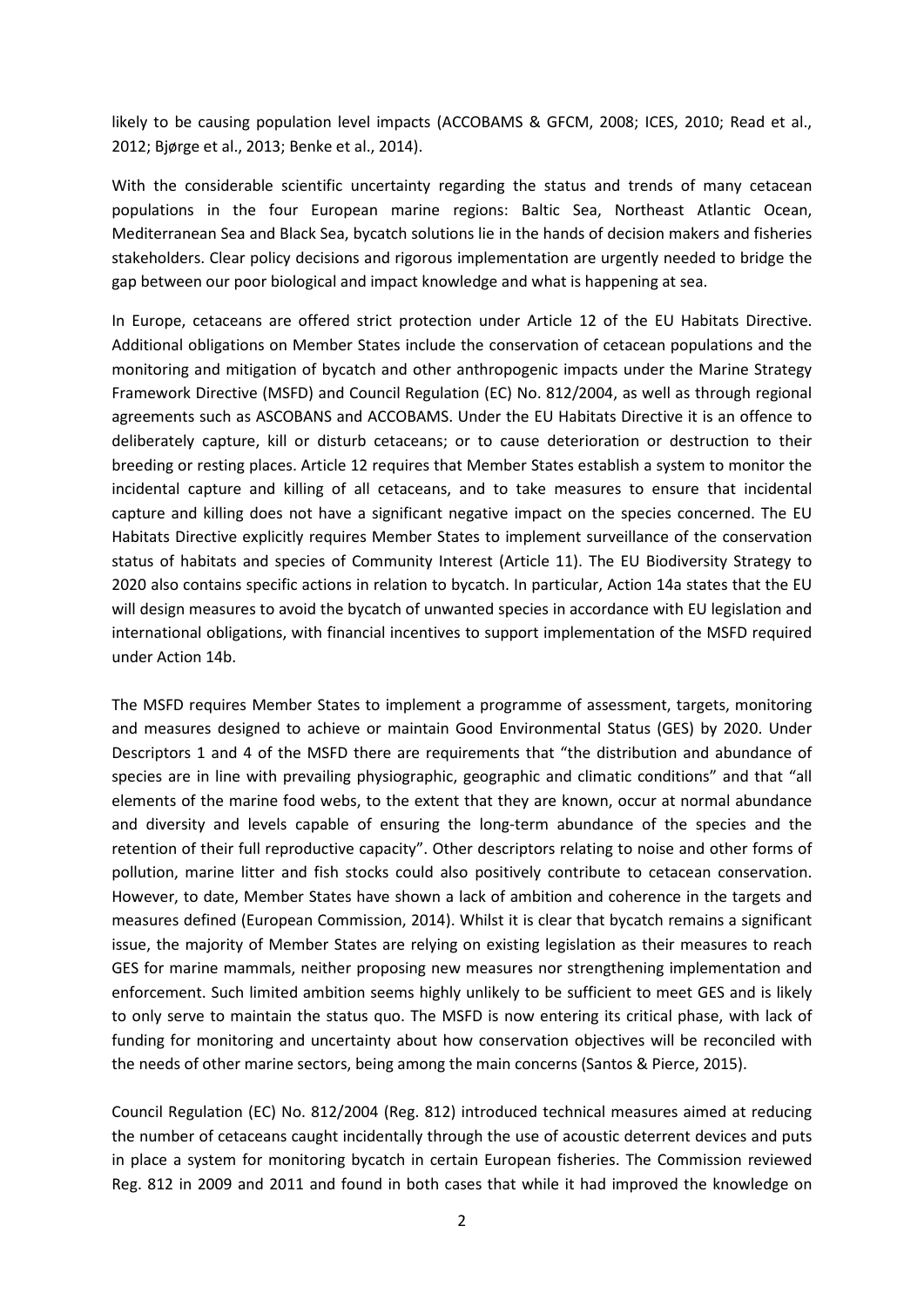likely to be causing population level impacts (ACCOBAMS & GFCM, 2008; ICES, 2010; Read et al., 2012; Bjørge et al., 2013; Benke et al., 2014).

With the considerable scientific uncertainty regarding the status and trends of many cetacean populations in the four European marine regions: Baltic Sea, Northeast Atlantic Ocean, Mediterranean Sea and Black Sea, bycatch solutions lie in the hands of decision makers and fisheries stakeholders. Clear policy decisions and rigorous implementation are urgently needed to bridge the gap between our poor biological and impact knowledge and what is happening at sea.

In Europe, cetaceans are offered strict protection under Article 12 of the EU Habitats Directive. Additional obligations on Member States include the conservation of cetacean populations and the monitoring and mitigation of bycatch and other anthropogenic impacts under the Marine Strategy Framework Directive (MSFD) and Council Regulation (EC) No. 812/2004, as well as through regional agreements such as ASCOBANS and ACCOBAMS. Under the EU Habitats Directive it is an offence to deliberately capture, kill or disturb cetaceans; or to cause deterioration or destruction to their breeding or resting places. Article 12 requires that Member States establish a system to monitor the incidental capture and killing of all cetaceans, and to take measures to ensure that incidental capture and killing does not have a significant negative impact on the species concerned. The EU Habitats Directive explicitly requires Member States to implement surveillance of the conservation status of habitats and species of Community Interest (Article 11). The EU Biodiversity Strategy to 2020 also contains specific actions in relation to bycatch. In particular, Action 14a states that the EU will design measures to avoid the bycatch of unwanted species in accordance with EU legislation and international obligations, with financial incentives to support implementation of the MSFD required under Action 14b.

The MSFD requires Member States to implement a programme of assessment, targets, monitoring and measures designed to achieve or maintain Good Environmental Status (GES) by 2020. Under Descriptors 1 and 4 of the MSFD there are requirements that "the distribution and abundance of species are in line with prevailing physiographic, geographic and climatic conditions" and that "all elements of the marine food webs, to the extent that they are known, occur at normal abundance and diversity and levels capable of ensuring the long-term abundance of the species and the retention of their full reproductive capacity". Other descriptors relating to noise and other forms of pollution, marine litter and fish stocks could also positively contribute to cetacean conservation. However, to date, Member States have shown a lack of ambition and coherence in the targets and measures defined (European Commission, 2014). Whilst it is clear that bycatch remains a significant issue, the majority of Member States are relying on existing legislation as their measures to reach GES for marine mammals, neither proposing new measures nor strengthening implementation and enforcement. Such limited ambition seems highly unlikely to be sufficient to meet GES and is likely to only serve to maintain the status quo. The MSFD is now entering its critical phase, with lack of funding for monitoring and uncertainty about how conservation objectives will be reconciled with the needs of other marine sectors, being among the main concerns (Santos & Pierce, 2015).

Council Regulation (EC) No. 812/2004 (Reg. 812) introduced technical measures aimed at reducing the number of cetaceans caught incidentally through the use of acoustic deterrent devices and puts in place a system for monitoring bycatch in certain European fisheries. The Commission reviewed Reg. 812 in 2009 and 2011 and found in both cases that while it had improved the knowledge on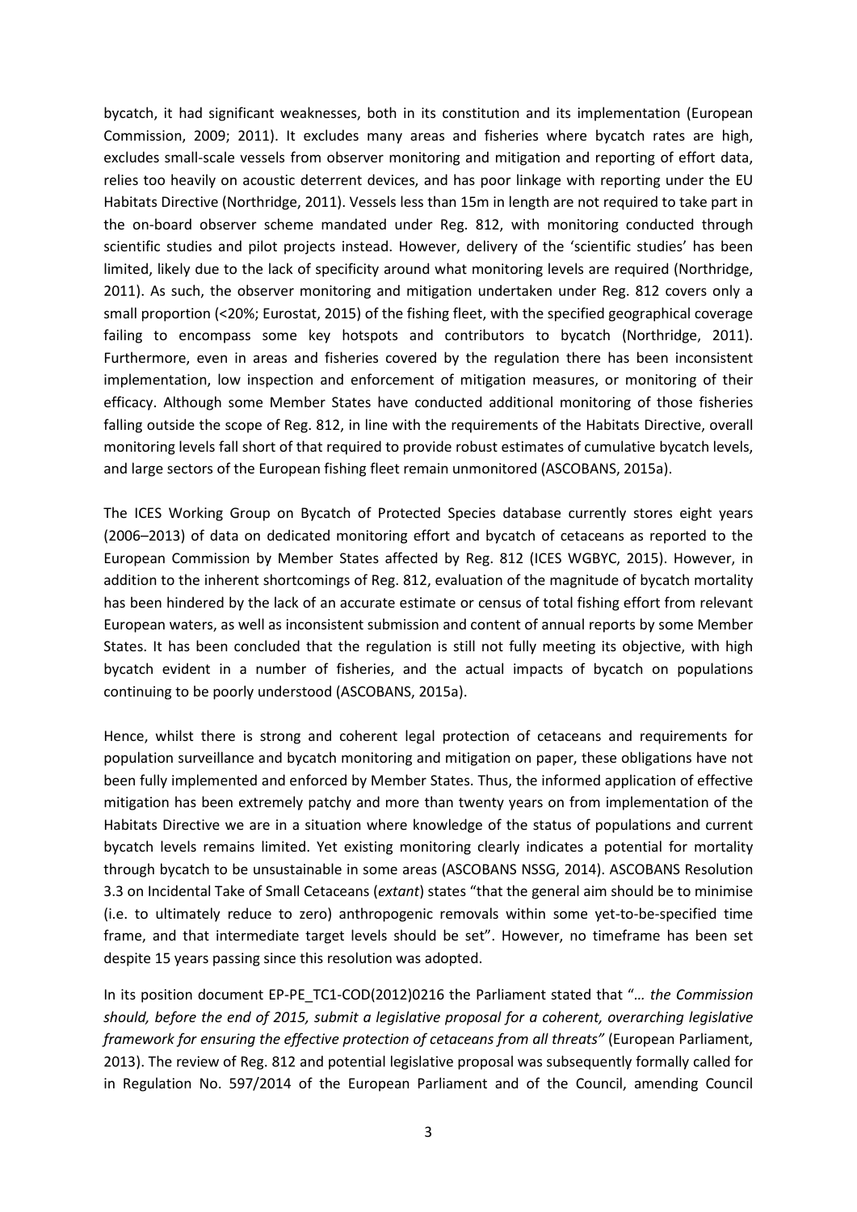bycatch, it had significant weaknesses, both in its constitution and its implementation (European Commission, 2009; 2011). It excludes many areas and fisheries where bycatch rates are high, excludes small-scale vessels from observer monitoring and mitigation and reporting of effort data, relies too heavily on acoustic deterrent devices, and has poor linkage with reporting under the EU Habitats Directive (Northridge, 2011). Vessels less than 15m in length are not required to take part in the on-board observer scheme mandated under Reg. 812, with monitoring conducted through scientific studies and pilot projects instead. However, delivery of the 'scientific studies' has been limited, likely due to the lack of specificity around what monitoring levels are required (Northridge, 2011). As such, the observer monitoring and mitigation undertaken under Reg. 812 covers only a small proportion (<20%; Eurostat, 2015) of the fishing fleet, with the specified geographical coverage failing to encompass some key hotspots and contributors to bycatch (Northridge, 2011). Furthermore, even in areas and fisheries covered by the regulation there has been inconsistent implementation, low inspection and enforcement of mitigation measures, or monitoring of their efficacy. Although some Member States have conducted additional monitoring of those fisheries falling outside the scope of Reg. 812, in line with the requirements of the Habitats Directive, overall monitoring levels fall short of that required to provide robust estimates of cumulative bycatch levels, and large sectors of the European fishing fleet remain unmonitored (ASCOBANS, 2015a).

The ICES Working Group on Bycatch of Protected Species database currently stores eight years (2006–2013) of data on dedicated monitoring effort and bycatch of cetaceans as reported to the European Commission by Member States affected by Reg. 812 (ICES WGBYC, 2015). However, in addition to the inherent shortcomings of Reg. 812, evaluation of the magnitude of bycatch mortality has been hindered by the lack of an accurate estimate or census of total fishing effort from relevant European waters, as well as inconsistent submission and content of annual reports by some Member States. It has been concluded that the regulation is still not fully meeting its objective, with high bycatch evident in a number of fisheries, and the actual impacts of bycatch on populations continuing to be poorly understood (ASCOBANS, 2015a).

Hence, whilst there is strong and coherent legal protection of cetaceans and requirements for population surveillance and bycatch monitoring and mitigation on paper, these obligations have not been fully implemented and enforced by Member States. Thus, the informed application of effective mitigation has been extremely patchy and more than twenty years on from implementation of the Habitats Directive we are in a situation where knowledge of the status of populations and current bycatch levels remains limited. Yet existing monitoring clearly indicates a potential for mortality through bycatch to be unsustainable in some areas (ASCOBANS NSSG, 2014). ASCOBANS Resolution 3.3 on Incidental Take of Small Cetaceans (*extant*) states "that the general aim should be to minimise (i.e. to ultimately reduce to zero) anthropogenic removals within some yet-to-be-specified time frame, and that intermediate target levels should be set". However, no timeframe has been set despite 15 years passing since this resolution was adopted.

In its position document EP-PE_TC1-COD(2012)0216 the Parliament stated that "*… the Commission should, before the end of 2015, submit a legislative proposal for a coherent, overarching legislative framework for ensuring the effective protection of cetaceans from all threats"* (European Parliament, 2013). The review of Reg. 812 and potential legislative proposal was subsequently formally called for in Regulation No. 597/2014 of the European Parliament and of the Council, amending Council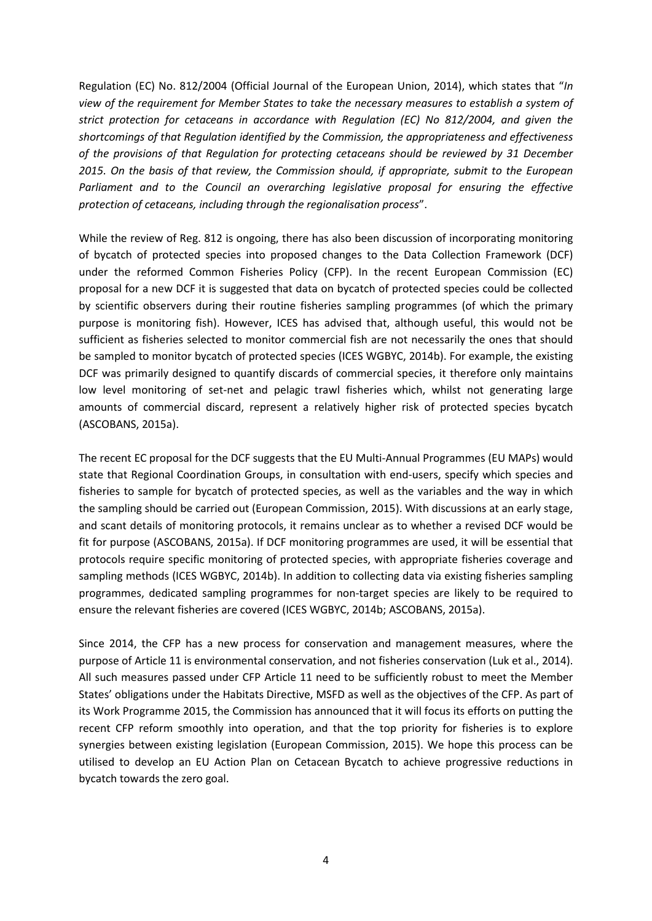Regulation (EC) No. 812/2004 (Official Journal of the European Union, 2014), which states that "*In view of the requirement for Member States to take the necessary measures to establish a system of strict protection for cetaceans in accordance with Regulation (EC) No 812/2004, and given the shortcomings of that Regulation identified by the Commission, the appropriateness and effectiveness of the provisions of that Regulation for protecting cetaceans should be reviewed by 31 December 2015. On the basis of that review, the Commission should, if appropriate, submit to the European Parliament and to the Council an overarching legislative proposal for ensuring the effective protection of cetaceans, including through the regionalisation process*".

While the review of Reg. 812 is ongoing, there has also been discussion of incorporating monitoring of bycatch of protected species into proposed changes to the Data Collection Framework (DCF) under the reformed Common Fisheries Policy (CFP). In the recent European Commission (EC) proposal for a new DCF it is suggested that data on bycatch of protected species could be collected by scientific observers during their routine fisheries sampling programmes (of which the primary purpose is monitoring fish). However, ICES has advised that, although useful, this would not be sufficient as fisheries selected to monitor commercial fish are not necessarily the ones that should be sampled to monitor bycatch of protected species (ICES WGBYC, 2014b). For example, the existing DCF was primarily designed to quantify discards of commercial species, it therefore only maintains low level monitoring of set-net and pelagic trawl fisheries which, whilst not generating large amounts of commercial discard, represent a relatively higher risk of protected species bycatch (ASCOBANS, 2015a).

The recent EC proposal for the DCF suggests that the EU Multi-Annual Programmes (EU MAPs) would state that Regional Coordination Groups, in consultation with end-users, specify which species and fisheries to sample for bycatch of protected species, as well as the variables and the way in which the sampling should be carried out (European Commission, 2015). With discussions at an early stage, and scant details of monitoring protocols, it remains unclear as to whether a revised DCF would be fit for purpose (ASCOBANS, 2015a). If DCF monitoring programmes are used, it will be essential that protocols require specific monitoring of protected species, with appropriate fisheries coverage and sampling methods (ICES WGBYC, 2014b). In addition to collecting data via existing fisheries sampling programmes, dedicated sampling programmes for non-target species are likely to be required to ensure the relevant fisheries are covered (ICES WGBYC, 2014b; ASCOBANS, 2015a).

Since 2014, the CFP has a new process for conservation and management measures, where the purpose of Article 11 is environmental conservation, and not fisheries conservation (Luk et al., 2014). All such measures passed under CFP Article 11 need to be sufficiently robust to meet the Member States' obligations under the Habitats Directive, MSFD as well as the objectives of the CFP. As part of its Work Programme 2015, the Commission has announced that it will focus its efforts on putting the recent CFP reform smoothly into operation, and that the top priority for fisheries is to explore synergies between existing legislation (European Commission, 2015). We hope this process can be utilised to develop an EU Action Plan on Cetacean Bycatch to achieve progressive reductions in bycatch towards the zero goal.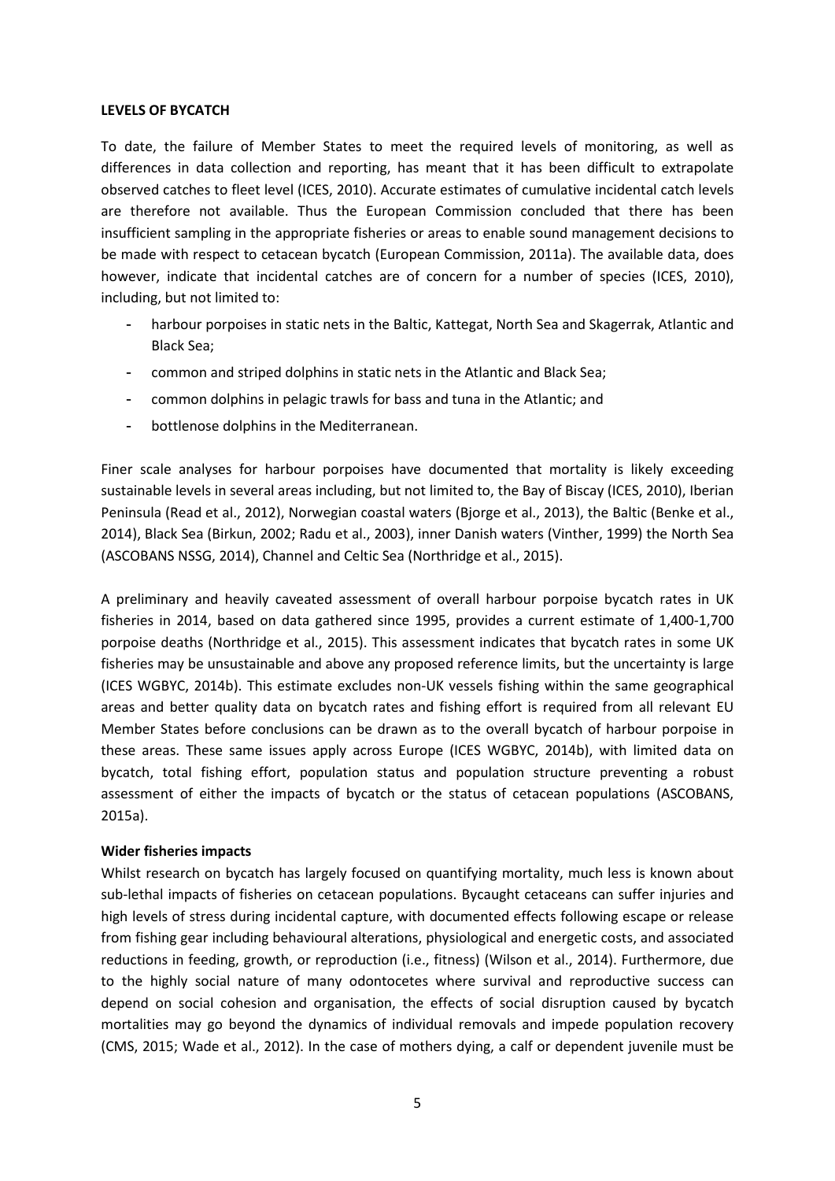**LEVELS OF BYCATCH**

To date, the failure of Member States to meet the required levels of monitoring, as well as differences in data collection and reporting, has meant that it has been difficult to extrapolate observed catches to fleet level (ICES, 2010). Accurate estimates of cumulative incidental catch levels are therefore not available. Thus the European Commission concluded that there has been insufficient sampling in the appropriate fisheries or areas to enable sound management decisions to be made with respect to cetacean bycatch (European Commission, 2011a). The available data, does however, indicate that incidental catches are of concern for a number of species (ICES, 2010), including, but not limited to:

- harbour porpoises in static nets in the Baltic, Kattegat, North Sea and Skagerrak, Atlantic and Black Sea;
- common and striped dolphins in static nets in the Atlantic and Black Sea;
- common dolphins in pelagic trawls for bass and tuna in the Atlantic; and
- bottlenose dolphins in the Mediterranean.

Finer scale analyses for harbour porpoises have documented that mortality is likely exceeding sustainable levels in several areas including, but not limited to, the Bay of Biscay (ICES, 2010), Iberian Peninsula (Read et al., 2012), Norwegian coastal waters (Bjorge et al., 2013), the Baltic (Benke et al., 2014), Black Sea (Birkun, 2002; Radu et al., 2003), inner Danish waters (Vinther, 1999) the North Sea (ASCOBANS NSSG, 2014), Channel and Celtic Sea (Northridge et al., 2015).

A preliminary and heavily caveated assessment of overall harbour porpoise bycatch rates in UK fisheries in 2014, based on data gathered since 1995, provides a current estimate of 1,400-1,700 porpoise deaths (Northridge et al., 2015). This assessment indicates that bycatch rates in some UK fisheries may be unsustainable and above any proposed reference limits, but the uncertainty is large (ICES WGBYC, 2014b). This estimate excludes non-UK vessels fishing within the same geographical areas and better quality data on bycatch rates and fishing effort is required from all relevant EU Member States before conclusions can be drawn as to the overall bycatch of harbour porpoise in these areas. These same issues apply across Europe (ICES WGBYC, 2014b), with limited data on bycatch, total fishing effort, population status and population structure preventing a robust assessment of either the impacts of bycatch or the status of cetacean populations (ASCOBANS, 2015a).

**Wider fisheries impacts**

Whilst research on bycatch has largely focused on quantifying mortality, much less is known about sub-lethal impacts of fisheries on cetacean populations. Bycaught cetaceans can suffer injuries and high levels of stress during incidental capture, with documented effects following escape or release from fishing gear including behavioural alterations, physiological and energetic costs, and associated reductions in feeding, growth, or reproduction (i.e., fitness) (Wilson et al., 2014). Furthermore, due to the highly social nature of many odontocetes where survival and reproductive success can depend on social cohesion and organisation, the effects of social disruption caused by bycatch mortalities may go beyond the dynamics of individual removals and impede population recovery (CMS, 2015; Wade et al., 2012). In the case of mothers dying, a calf or dependent juvenile must be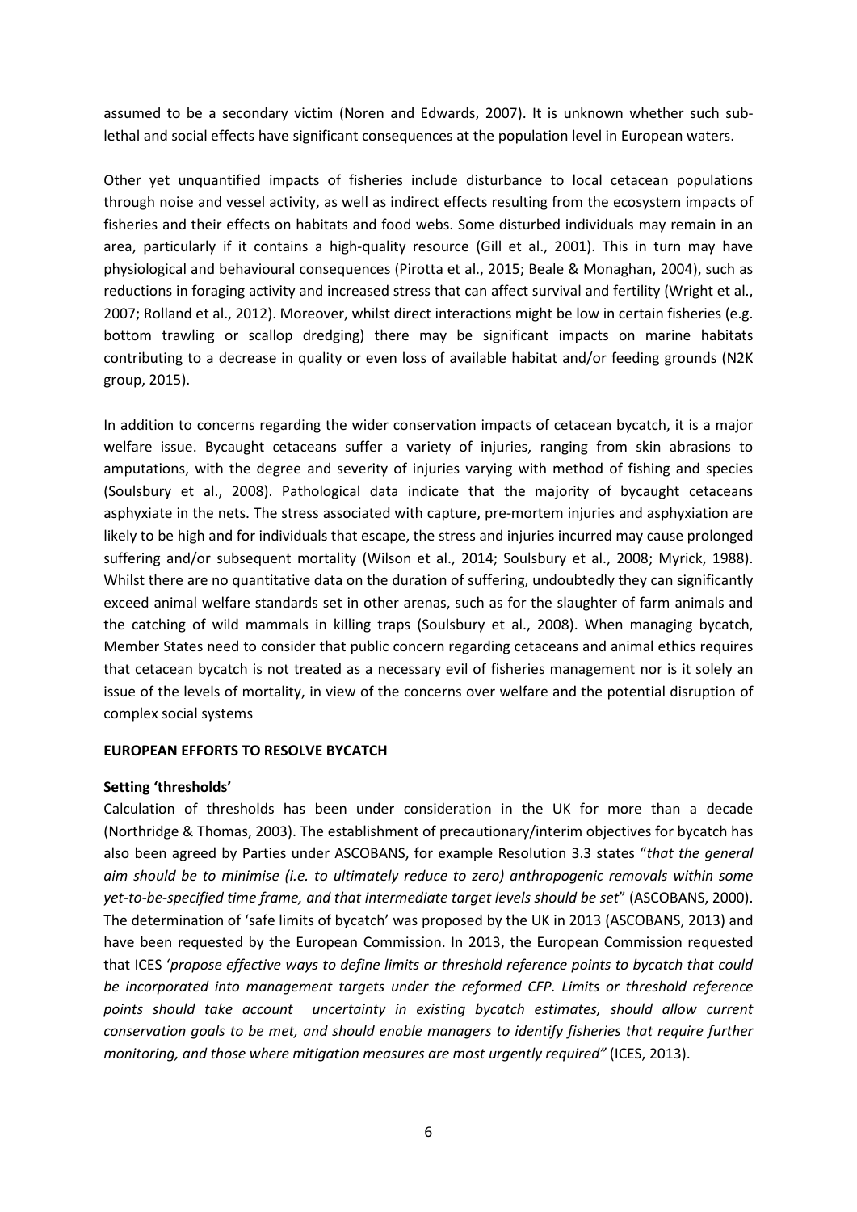assumed to be a secondary victim (Noren and Edwards, 2007). It is unknown whether such sub-lethal and social effects have significant consequences at the population level in European waters.

Other yet unquantified impacts of fisheries include disturbance to local cetacean populations through noise and vessel activity, as well as indirect effects resulting from the ecosystem impacts of fisheries and their effects on habitats and food webs. Some disturbed individuals may remain in an area, particularly if it contains a high-quality resource (Gill et al., 2001). This in turn may have physiological and behavioural consequences (Pirotta et al., 2015; Beale & Monaghan, 2004), such as reductions in foraging activity and increased stress that can affect survival and fertility (Wright et al., 2007; Rolland et al., 2012). Moreover, whilst direct interactions might be low in certain fisheries (e.g. bottom trawling or scallop dredging) there may be significant impacts on marine habitats contributing to a decrease in quality or even loss of available habitat and/or feeding grounds (N2K group, 2015).

In addition to concerns regarding the wider conservation impacts of cetacean bycatch, it is a major welfare issue. Bycaught cetaceans suffer a variety of injuries, ranging from skin abrasions to amputations, with the degree and severity of injuries varying with method of fishing and species (Soulsbury et al., 2008). Pathological data indicate that the majority of bycaught cetaceans asphyxiate in the nets. The stress associated with capture, pre-mortem injuries and asphyxiation are likely to be high and for individuals that escape, the stress and injuries incurred may cause prolonged suffering and/or subsequent mortality (Wilson et al., 2014; Soulsbury et al., 2008; Myrick, 1988). Whilst there are no quantitative data on the duration of suffering, undoubtedly they can significantly exceed animal welfare standards set in other arenas, such as for the slaughter of farm animals and the catching of wild mammals in killing traps (Soulsbury et al., 2008). When managing bycatch, Member States need to consider that public concern regarding cetaceans and animal ethics requires that cetacean bycatch is not treated as a necessary evil of fisheries management nor is it solely an issue of the levels of mortality, in view of the concerns over welfare and the potential disruption of complex social systems

## EUROPEAN EFFORTS TO RESOLVE BYCATCH

### Setting 'thresholds'

Calculation of thresholds has been under consideration in the UK for more than a decade (Northridge & Thomas, 2003). The establishment of precautionary/interim objectives for bycatch has also been agreed by Parties under ASCOBANS, for example Resolution 3.3 states "*that the general aim should be to minimise (i.e. to ultimately reduce to zero) anthropogenic removals within some yet-to-be-specified time frame, and that intermediate target levels should be set*" (ASCOBANS, 2000). The determination of 'safe limits of bycatch' was proposed by the UK in 2013 (ASCOBANS, 2013) and have been requested by the European Commission. In 2013, the European Commission requested that ICES '*propose effective ways to define limits or threshold reference points to bycatch that could be incorporated into management targets under the reformed CFP. Limits or threshold reference points should take account uncertainty in existing bycatch estimates, should allow current conservation goals to be met, and should enable managers to identify fisheries that require further monitoring, and those where mitigation measures are most urgently required"* (ICES, 2013).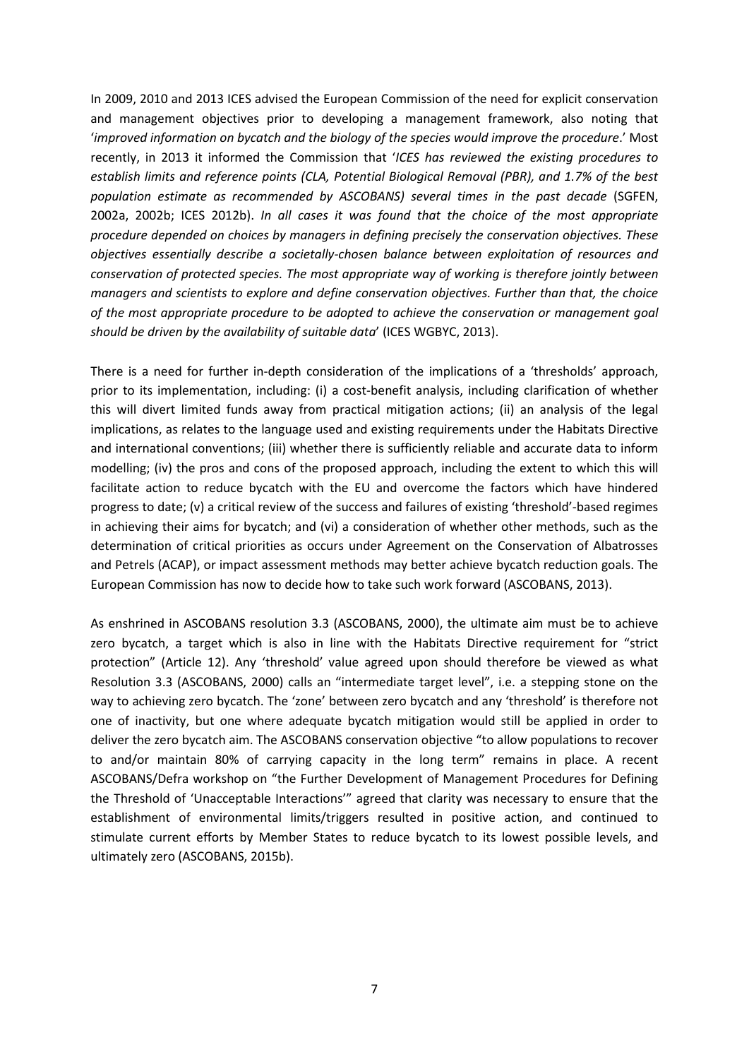In 2009, 2010 and 2013 ICES advised the European Commission of the need for explicit conservation and management objectives prior to developing a management framework, also noting that '*improved information on bycatch and the biology of the species would improve the procedure*.' Most recently, in 2013 it informed the Commission that '*ICES has reviewed the existing procedures to establish limits and reference points (CLA, Potential Biological Removal (PBR), and 1.7% of the best population estimate as recommended by ASCOBANS) several times in the past decade* (SGFEN, 2002a, 2002b; ICES 2012b). *In all cases it was found that the choice of the most appropriate procedure depended on choices by managers in defining precisely the conservation objectives. These objectives essentially describe a societally-chosen balance between exploitation of resources and conservation of protected species. The most appropriate way of working is therefore jointly between managers and scientists to explore and define conservation objectives. Further than that, the choice of the most appropriate procedure to be adopted to achieve the conservation or management goal should be driven by the availability of suitable data*' (ICES WGBYC, 2013).

There is a need for further in-depth consideration of the implications of a 'thresholds' approach, prior to its implementation, including: (i) a cost-benefit analysis, including clarification of whether this will divert limited funds away from practical mitigation actions; (ii) an analysis of the legal implications, as relates to the language used and existing requirements under the Habitats Directive and international conventions; (iii) whether there is sufficiently reliable and accurate data to inform modelling; (iv) the pros and cons of the proposed approach, including the extent to which this will facilitate action to reduce bycatch with the EU and overcome the factors which have hindered progress to date; (v) a critical review of the success and failures of existing 'threshold'-based regimes in achieving their aims for bycatch; and (vi) a consideration of whether other methods, such as the determination of critical priorities as occurs under Agreement on the Conservation of Albatrosses and Petrels (ACAP), or impact assessment methods may better achieve bycatch reduction goals. The European Commission has now to decide how to take such work forward (ASCOBANS, 2013).

As enshrined in ASCOBANS resolution 3.3 (ASCOBANS, 2000), the ultimate aim must be to achieve zero bycatch, a target which is also in line with the Habitats Directive requirement for "strict protection" (Article 12). Any 'threshold' value agreed upon should therefore be viewed as what Resolution 3.3 (ASCOBANS, 2000) calls an "intermediate target level", i.e. a stepping stone on the way to achieving zero bycatch. The 'zone' between zero bycatch and any 'threshold' is therefore not one of inactivity, but one where adequate bycatch mitigation would still be applied in order to deliver the zero bycatch aim. The ASCOBANS conservation objective "to allow populations to recover to and/or maintain 80% of carrying capacity in the long term" remains in place. A recent ASCOBANS/Defra workshop on "the Further Development of Management Procedures for Defining the Threshold of 'Unacceptable Interactions'" agreed that clarity was necessary to ensure that the establishment of environmental limits/triggers resulted in positive action, and continued to stimulate current efforts by Member States to reduce bycatch to its lowest possible levels, and ultimately zero (ASCOBANS, 2015b).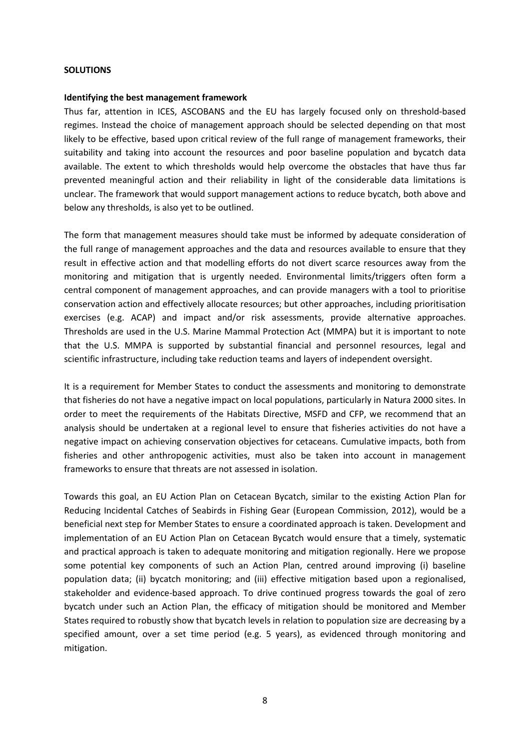## SOLUTIONS

### Identifying the best management framework

Thus far, attention in ICES, ASCOBANS and the EU has largely focused only on threshold-based regimes. Instead the choice of management approach should be selected depending on that most likely to be effective, based upon critical review of the full range of management frameworks, their suitability and taking into account the resources and poor baseline population and bycatch data available. The extent to which thresholds would help overcome the obstacles that have thus far prevented meaningful action and their reliability in light of the considerable data limitations is unclear. The framework that would support management actions to reduce bycatch, both above and below any thresholds, is also yet to be outlined.

The form that management measures should take must be informed by adequate consideration of the full range of management approaches and the data and resources available to ensure that they result in effective action and that modelling efforts do not divert scarce resources away from the monitoring and mitigation that is urgently needed. Environmental limits/triggers often form a central component of management approaches, and can provide managers with a tool to prioritise conservation action and effectively allocate resources; but other approaches, including prioritisation exercises (e.g. ACAP) and impact and/or risk assessments, provide alternative approaches. Thresholds are used in the U.S. Marine Mammal Protection Act (MMPA) but it is important to note that the U.S. MMPA is supported by substantial financial and personnel resources, legal and scientific infrastructure, including take reduction teams and layers of independent oversight.

It is a requirement for Member States to conduct the assessments and monitoring to demonstrate that fisheries do not have a negative impact on local populations, particularly in Natura 2000 sites. In order to meet the requirements of the Habitats Directive, MSFD and CFP, we recommend that an analysis should be undertaken at a regional level to ensure that fisheries activities do not have a negative impact on achieving conservation objectives for cetaceans. Cumulative impacts, both from fisheries and other anthropogenic activities, must also be taken into account in management frameworks to ensure that threats are not assessed in isolation.

Towards this goal, an EU Action Plan on Cetacean Bycatch, similar to the existing Action Plan for Reducing Incidental Catches of Seabirds in Fishing Gear (European Commission, 2012), would be a beneficial next step for Member States to ensure a coordinated approach is taken. Development and implementation of an EU Action Plan on Cetacean Bycatch would ensure that a timely, systematic and practical approach is taken to adequate monitoring and mitigation regionally. Here we propose some potential key components of such an Action Plan, centred around improving (i) baseline population data; (ii) bycatch monitoring; and (iii) effective mitigation based upon a regionalised, stakeholder and evidence-based approach. To drive continued progress towards the goal of zero bycatch under such an Action Plan, the efficacy of mitigation should be monitored and Member States required to robustly show that bycatch levels in relation to population size are decreasing by a specified amount, over a set time period (e.g. 5 years), as evidenced through monitoring and mitigation.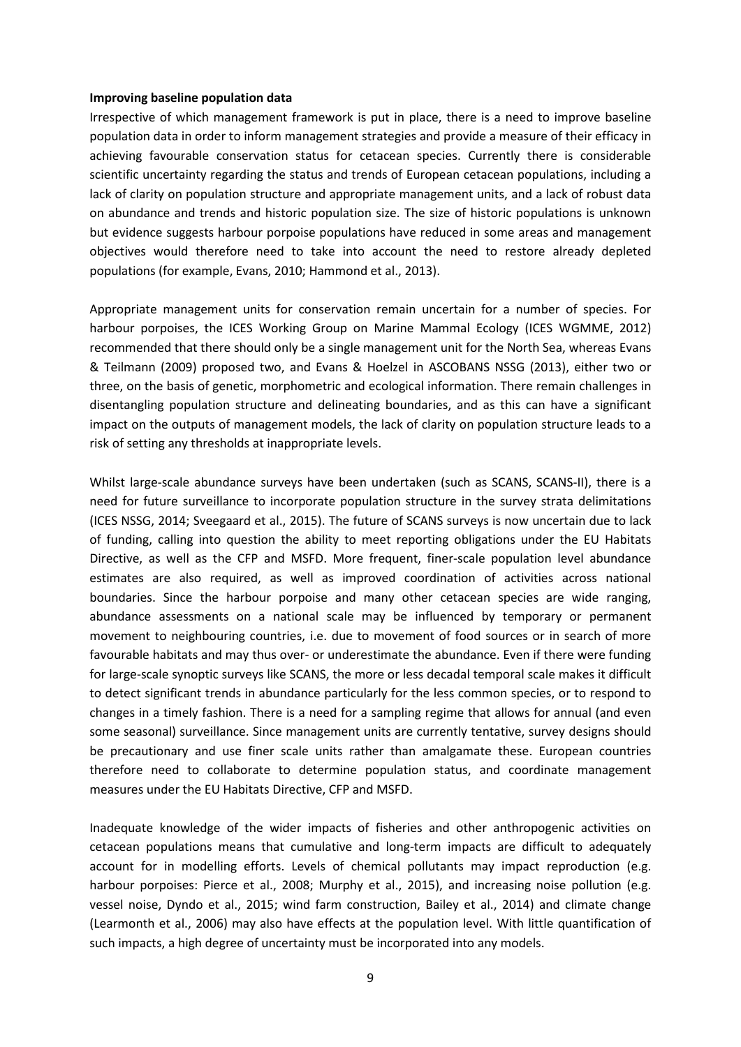**Improving baseline population data**

Irrespective of which management framework is put in place, there is a need to improve baseline population data in order to inform management strategies and provide a measure of their efficacy in achieving favourable conservation status for cetacean species. Currently there is considerable scientific uncertainty regarding the status and trends of European cetacean populations, including a lack of clarity on population structure and appropriate management units, and a lack of robust data on abundance and trends and historic population size. The size of historic populations is unknown but evidence suggests harbour porpoise populations have reduced in some areas and management objectives would therefore need to take into account the need to restore already depleted populations (for example, Evans, 2010; Hammond et al., 2013).

Appropriate management units for conservation remain uncertain for a number of species. For harbour porpoises, the ICES Working Group on Marine Mammal Ecology (ICES WGMME, 2012) recommended that there should only be a single management unit for the North Sea, whereas Evans & Teilmann (2009) proposed two, and Evans & Hoelzel in ASCOBANS NSSG (2013), either two or three, on the basis of genetic, morphometric and ecological information. There remain challenges in disentangling population structure and delineating boundaries, and as this can have a significant impact on the outputs of management models, the lack of clarity on population structure leads to a risk of setting any thresholds at inappropriate levels.

Whilst large-scale abundance surveys have been undertaken (such as SCANS, SCANS-II), there is a need for future surveillance to incorporate population structure in the survey strata delimitations (ICES NSSG, 2014; Sveegaard et al., 2015). The future of SCANS surveys is now uncertain due to lack of funding, calling into question the ability to meet reporting obligations under the EU Habitats Directive, as well as the CFP and MSFD. More frequent, finer-scale population level abundance estimates are also required, as well as improved coordination of activities across national boundaries. Since the harbour porpoise and many other cetacean species are wide ranging, abundance assessments on a national scale may be influenced by temporary or permanent movement to neighbouring countries, i.e. due to movement of food sources or in search of more favourable habitats and may thus over- or underestimate the abundance. Even if there were funding for large-scale synoptic surveys like SCANS, the more or less decadal temporal scale makes it difficult to detect significant trends in abundance particularly for the less common species, or to respond to changes in a timely fashion. There is a need for a sampling regime that allows for annual (and even some seasonal) surveillance. Since management units are currently tentative, survey designs should be precautionary and use finer scale units rather than amalgamate these. European countries therefore need to collaborate to determine population status, and coordinate management measures under the EU Habitats Directive, CFP and MSFD.

Inadequate knowledge of the wider impacts of fisheries and other anthropogenic activities on cetacean populations means that cumulative and long-term impacts are difficult to adequately account for in modelling efforts. Levels of chemical pollutants may impact reproduction (e.g. harbour porpoises: Pierce et al., 2008; Murphy et al., 2015), and increasing noise pollution (e.g. vessel noise, Dyndo et al., 2015; wind farm construction, Bailey et al., 2014) and climate change (Learmonth et al., 2006) may also have effects at the population level. With little quantification of such impacts, a high degree of uncertainty must be incorporated into any models.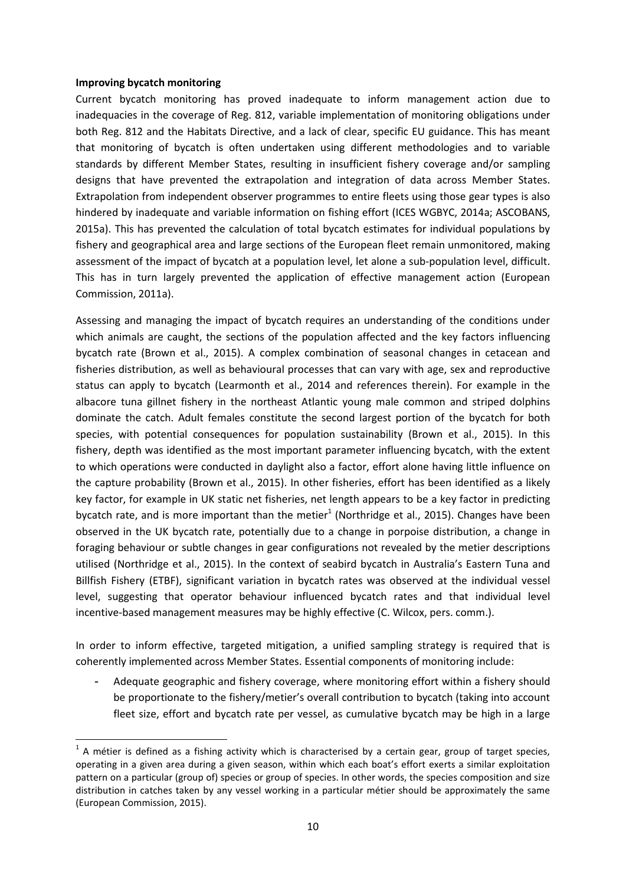**Improving bycatch monitoring**

Current bycatch monitoring has proved inadequate to inform management action due to inadequacies in the coverage of Reg. 812, variable implementation of monitoring obligations under both Reg. 812 and the Habitats Directive, and a lack of clear, specific EU guidance. This has meant that monitoring of bycatch is often undertaken using different methodologies and to variable standards by different Member States, resulting in insufficient fishery coverage and/or sampling designs that have prevented the extrapolation and integration of data across Member States. Extrapolation from independent observer programmes to entire fleets using those gear types is also hindered by inadequate and variable information on fishing effort (ICES WGBYC, 2014a; ASCOBANS, 2015a). This has prevented the calculation of total bycatch estimates for individual populations by fishery and geographical area and large sections of the European fleet remain unmonitored, making assessment of the impact of bycatch at a population level, let alone a sub-population level, difficult. This has in turn largely prevented the application of effective management action (European Commission, 2011a).

Assessing and managing the impact of bycatch requires an understanding of the conditions under which animals are caught, the sections of the population affected and the key factors influencing bycatch rate (Brown et al., 2015). A complex combination of seasonal changes in cetacean and fisheries distribution, as well as behavioural processes that can vary with age, sex and reproductive status can apply to bycatch (Learmonth et al., 2014 and references therein). For example in the albacore tuna gillnet fishery in the northeast Atlantic young male common and striped dolphins dominate the catch. Adult females constitute the second largest portion of the bycatch for both species, with potential consequences for population sustainability (Brown et al., 2015). In this fishery, depth was identified as the most important parameter influencing bycatch, with the extent to which operations were conducted in daylight also a factor, effort alone having little influence on the capture probability (Brown et al., 2015). In other fisheries, effort has been identified as a likely key factor, for example in UK static net fisheries, net length appears to be a key factor in predicting bycatch rate, and is more important than the metier[1] (Northridge et al., 2015). Changes have been observed in the UK bycatch rate, potentially due to a change in porpoise distribution, a change in foraging behaviour or subtle changes in gear configurations not revealed by the metier descriptions utilised (Northridge et al., 2015). In the context of seabird bycatch in Australia's Eastern Tuna and Billfish Fishery (ETBF), significant variation in bycatch rates was observed at the individual vessel level, suggesting that operator behaviour influenced bycatch rates and that individual level incentive-based management measures may be highly effective (C. Wilcox, pers. comm.).

In order to inform effective, targeted mitigation, a unified sampling strategy is required that is coherently implemented across Member States. Essential components of monitoring include:

- Adequate geographic and fishery coverage, where monitoring effort within a fishery should be proportionate to the fishery/metier's overall contribution to bycatch (taking into account fleet size, effort and bycatch rate per vessel, as cumulative bycatch may be high in a large

[1] A métier is defined as a fishing activity which is characterised by a certain gear, group of target species, operating in a given area during a given season, within which each boat's effort exerts a similar exploitation pattern on a particular (group of) species or group of species. In other words, the species composition and size distribution in catches taken by any vessel working in a particular métier should be approximately the same (European Commission, 2015).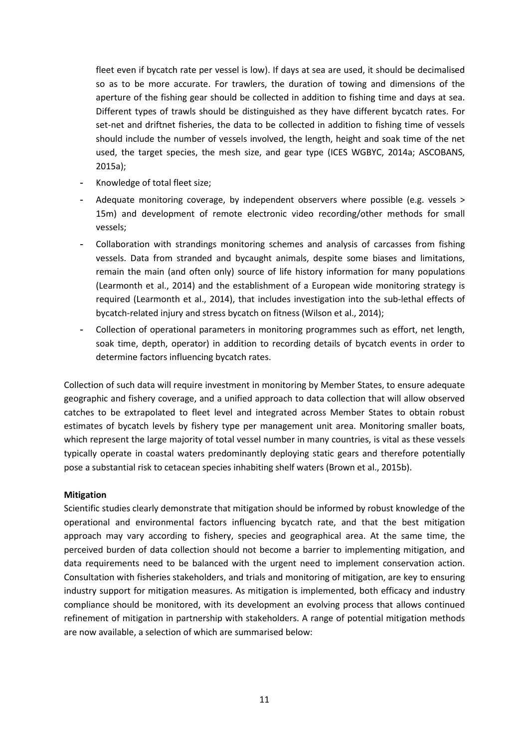fleet even if bycatch rate per vessel is low). If days at sea are used, it should be decimalised so as to be more accurate. For trawlers, the duration of towing and dimensions of the aperture of the fishing gear should be collected in addition to fishing time and days at sea. Different types of trawls should be distinguished as they have different bycatch rates. For set-net and driftnet fisheries, the data to be collected in addition to fishing time of vessels should include the number of vessels involved, the length, height and soak time of the net used, the target species, the mesh size, and gear type (ICES WGBYC, 2014a; ASCOBANS, 2015a);

- Knowledge of total fleet size;
- Adequate monitoring coverage, by independent observers where possible (e.g. vessels > 15m) and development of remote electronic video recording/other methods for small vessels;
- Collaboration with strandings monitoring schemes and analysis of carcasses from fishing vessels. Data from stranded and bycaught animals, despite some biases and limitations, remain the main (and often only) source of life history information for many populations (Learmonth et al., 2014) and the establishment of a European wide monitoring strategy is required (Learmonth et al., 2014), that includes investigation into the sub-lethal effects of bycatch-related injury and stress bycatch on fitness (Wilson et al., 2014);
- Collection of operational parameters in monitoring programmes such as effort, net length, soak time, depth, operator) in addition to recording details of bycatch events in order to determine factors influencing bycatch rates.

Collection of such data will require investment in monitoring by Member States, to ensure adequate geographic and fishery coverage, and a unified approach to data collection that will allow observed catches to be extrapolated to fleet level and integrated across Member States to obtain robust estimates of bycatch levels by fishery type per management unit area. Monitoring smaller boats, which represent the large majority of total vessel number in many countries, is vital as these vessels typically operate in coastal waters predominantly deploying static gears and therefore potentially pose a substantial risk to cetacean species inhabiting shelf waters (Brown et al., 2015b).

**Mitigation**

Scientific studies clearly demonstrate that mitigation should be informed by robust knowledge of the operational and environmental factors influencing bycatch rate, and that the best mitigation approach may vary according to fishery, species and geographical area. At the same time, the perceived burden of data collection should not become a barrier to implementing mitigation, and data requirements need to be balanced with the urgent need to implement conservation action. Consultation with fisheries stakeholders, and trials and monitoring of mitigation, are key to ensuring industry support for mitigation measures. As mitigation is implemented, both efficacy and industry compliance should be monitored, with its development an evolving process that allows continued refinement of mitigation in partnership with stakeholders. A range of potential mitigation methods are now available, a selection of which are summarised below: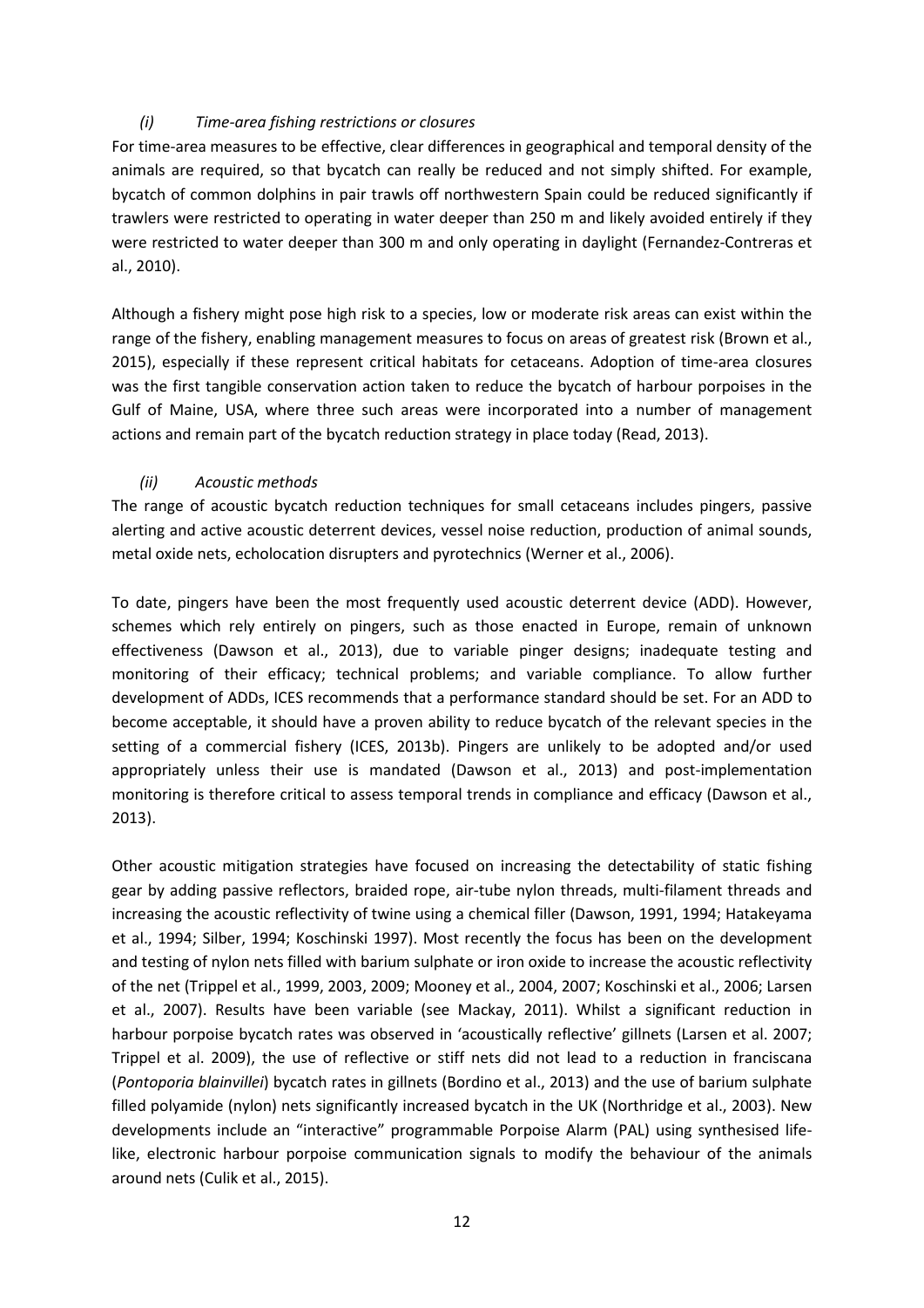*(i) Time-area fishing restrictions or closures*

For time-area measures to be effective, clear differences in geographical and temporal density of the animals are required, so that bycatch can really be reduced and not simply shifted. For example, bycatch of common dolphins in pair trawls off northwestern Spain could be reduced significantly if trawlers were restricted to operating in water deeper than 250 m and likely avoided entirely if they were restricted to water deeper than 300 m and only operating in daylight (Fernandez-Contreras et al., 2010).

Although a fishery might pose high risk to a species, low or moderate risk areas can exist within the range of the fishery, enabling management measures to focus on areas of greatest risk (Brown et al., 2015), especially if these represent critical habitats for cetaceans. Adoption of time-area closures was the first tangible conservation action taken to reduce the bycatch of harbour porpoises in the Gulf of Maine, USA, where three such areas were incorporated into a number of management actions and remain part of the bycatch reduction strategy in place today (Read, 2013).

*(ii) Acoustic methods*

The range of acoustic bycatch reduction techniques for small cetaceans includes pingers, passive alerting and active acoustic deterrent devices, vessel noise reduction, production of animal sounds, metal oxide nets, echolocation disrupters and pyrotechnics (Werner et al., 2006).

To date, pingers have been the most frequently used acoustic deterrent device (ADD). However, schemes which rely entirely on pingers, such as those enacted in Europe, remain of unknown effectiveness (Dawson et al., 2013), due to variable pinger designs; inadequate testing and monitoring of their efficacy; technical problems; and variable compliance. To allow further development of ADDs, ICES recommends that a performance standard should be set. For an ADD to become acceptable, it should have a proven ability to reduce bycatch of the relevant species in the setting of a commercial fishery (ICES, 2013b). Pingers are unlikely to be adopted and/or used appropriately unless their use is mandated (Dawson et al., 2013) and post-implementation monitoring is therefore critical to assess temporal trends in compliance and efficacy (Dawson et al., 2013).

Other acoustic mitigation strategies have focused on increasing the detectability of static fishing gear by adding passive reflectors, braided rope, air-tube nylon threads, multi-filament threads and increasing the acoustic reflectivity of twine using a chemical filler (Dawson, 1991, 1994; Hatakeyama et al., 1994; Silber, 1994; Koschinski 1997). Most recently the focus has been on the development and testing of nylon nets filled with barium sulphate or iron oxide to increase the acoustic reflectivity of the net (Trippel et al., 1999, 2003, 2009; Mooney et al., 2004, 2007; Koschinski et al., 2006; Larsen et al., 2007). Results have been variable (see Mackay, 2011). Whilst a significant reduction in harbour porpoise bycatch rates was observed in 'acoustically reflective' gillnets (Larsen et al. 2007; Trippel et al. 2009), the use of reflective or stiff nets did not lead to a reduction in franciscana (*Pontoporia blainvillei*) bycatch rates in gillnets (Bordino et al., 2013) and the use of barium sulphate filled polyamide (nylon) nets significantly increased bycatch in the UK (Northridge et al., 2003). New developments include an "interactive" programmable Porpoise Alarm (PAL) using synthesised life-like, electronic harbour porpoise communication signals to modify the behaviour of the animals around nets (Culik et al., 2015).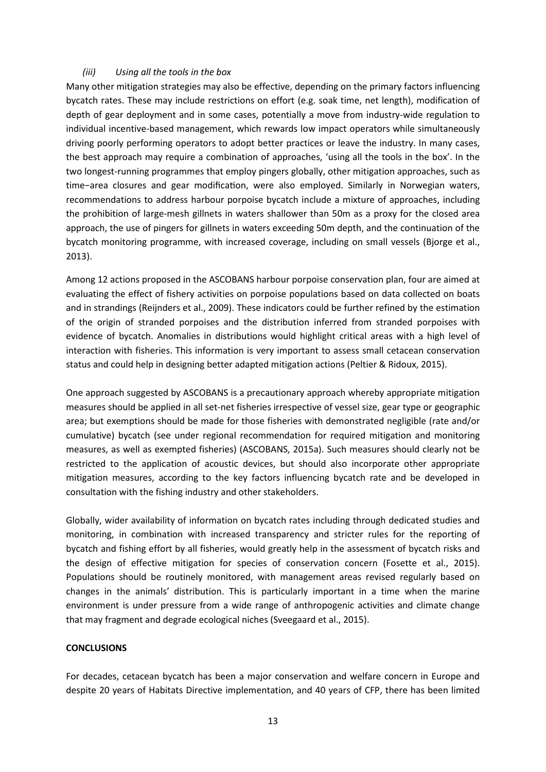*(iii) Using all the tools in the box*

Many other mitigation strategies may also be effective, depending on the primary factors influencing bycatch rates. These may include restrictions on effort (e.g. soak time, net length), modification of depth of gear deployment and in some cases, potentially a move from industry-wide regulation to individual incentive-based management, which rewards low impact operators while simultaneously driving poorly performing operators to adopt better practices or leave the industry. In many cases, the best approach may require a combination of approaches, 'using all the tools in the box'. In the two longest-running programmes that employ pingers globally, other mitigation approaches, such as time−area closures and gear modification, were also employed. Similarly in Norwegian waters, recommendations to address harbour porpoise bycatch include a mixture of approaches, including the prohibition of large-mesh gillnets in waters shallower than 50m as a proxy for the closed area approach, the use of pingers for gillnets in waters exceeding 50m depth, and the continuation of the bycatch monitoring programme, with increased coverage, including on small vessels (Bjorge et al., 2013).

Among 12 actions proposed in the ASCOBANS harbour porpoise conservation plan, four are aimed at evaluating the effect of fishery activities on porpoise populations based on data collected on boats and in strandings (Reijnders et al., 2009). These indicators could be further refined by the estimation of the origin of stranded porpoises and the distribution inferred from stranded porpoises with evidence of bycatch. Anomalies in distributions would highlight critical areas with a high level of interaction with fisheries. This information is very important to assess small cetacean conservation status and could help in designing better adapted mitigation actions (Peltier & Ridoux, 2015).

One approach suggested by ASCOBANS is a precautionary approach whereby appropriate mitigation measures should be applied in all set-net fisheries irrespective of vessel size, gear type or geographic area; but exemptions should be made for those fisheries with demonstrated negligible (rate and/or cumulative) bycatch (see under regional recommendation for required mitigation and monitoring measures, as well as exempted fisheries) (ASCOBANS, 2015a). Such measures should clearly not be restricted to the application of acoustic devices, but should also incorporate other appropriate mitigation measures, according to the key factors influencing bycatch rate and be developed in consultation with the fishing industry and other stakeholders.

Globally, wider availability of information on bycatch rates including through dedicated studies and monitoring, in combination with increased transparency and stricter rules for the reporting of bycatch and fishing effort by all fisheries, would greatly help in the assessment of bycatch risks and the design of effective mitigation for species of conservation concern (Fosette et al., 2015). Populations should be routinely monitored, with management areas revised regularly based on changes in the animals' distribution. This is particularly important in a time when the marine environment is under pressure from a wide range of anthropogenic activities and climate change that may fragment and degrade ecological niches (Sveegaard et al., 2015).

## CONCLUSIONS

For decades, cetacean bycatch has been a major conservation and welfare concern in Europe and despite 20 years of Habitats Directive implementation, and 40 years of CFP, there has been limited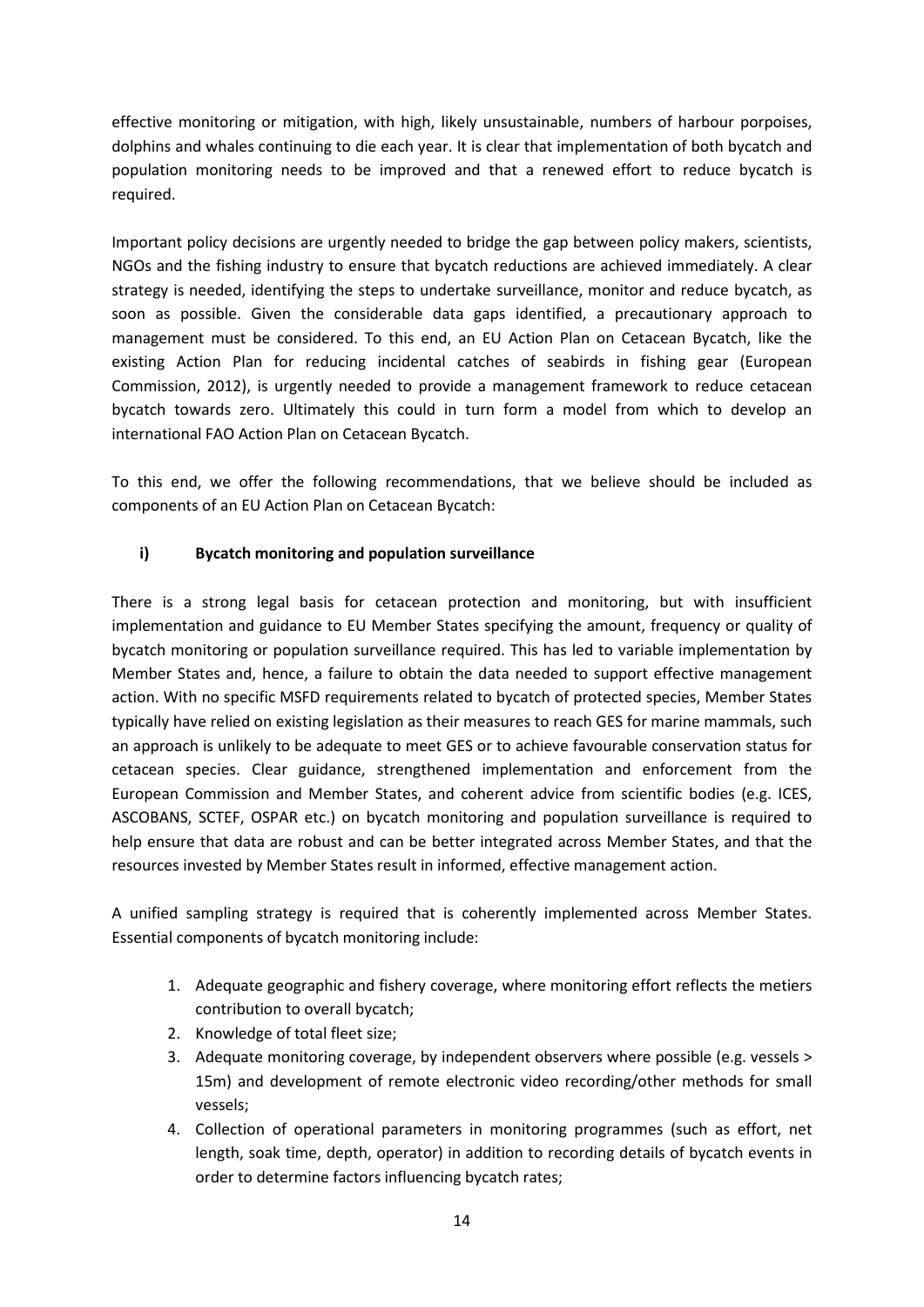effective monitoring or mitigation, with high, likely unsustainable, numbers of harbour porpoises, dolphins and whales continuing to die each year. It is clear that implementation of both bycatch and population monitoring needs to be improved and that a renewed effort to reduce bycatch is required.

Important policy decisions are urgently needed to bridge the gap between policy makers, scientists, NGOs and the fishing industry to ensure that bycatch reductions are achieved immediately. A clear strategy is needed, identifying the steps to undertake surveillance, monitor and reduce bycatch, as soon as possible. Given the considerable data gaps identified, a precautionary approach to management must be considered. To this end, an EU Action Plan on Cetacean Bycatch, like the existing Action Plan for reducing incidental catches of seabirds in fishing gear (European Commission, 2012), is urgently needed to provide a management framework to reduce cetacean bycatch towards zero. Ultimately this could in turn form a model from which to develop an international FAO Action Plan on Cetacean Bycatch.

To this end, we offer the following recommendations, that we believe should be included as components of an EU Action Plan on Cetacean Bycatch:

**i) Bycatch monitoring and population surveillance**

There is a strong legal basis for cetacean protection and monitoring, but with insufficient implementation and guidance to EU Member States specifying the amount, frequency or quality of bycatch monitoring or population surveillance required. This has led to variable implementation by Member States and, hence, a failure to obtain the data needed to support effective management action. With no specific MSFD requirements related to bycatch of protected species, Member States typically have relied on existing legislation as their measures to reach GES for marine mammals, such an approach is unlikely to be adequate to meet GES or to achieve favourable conservation status for cetacean species. Clear guidance, strengthened implementation and enforcement from the European Commission and Member States, and coherent advice from scientific bodies (e.g. ICES, ASCOBANS, SCTEF, OSPAR etc.) on bycatch monitoring and population surveillance is required to help ensure that data are robust and can be better integrated across Member States, and that the resources invested by Member States result in informed, effective management action.

A unified sampling strategy is required that is coherently implemented across Member States. Essential components of bycatch monitoring include:

1. Adequate geographic and fishery coverage, where monitoring effort reflects the metiers contribution to overall bycatch;
2. Knowledge of total fleet size;
3. Adequate monitoring coverage, by independent observers where possible (e.g. vessels > 15m) and development of remote electronic video recording/other methods for small vessels;
4. Collection of operational parameters in monitoring programmes (such as effort, net length, soak time, depth, operator) in addition to recording details of bycatch events in order to determine factors influencing bycatch rates;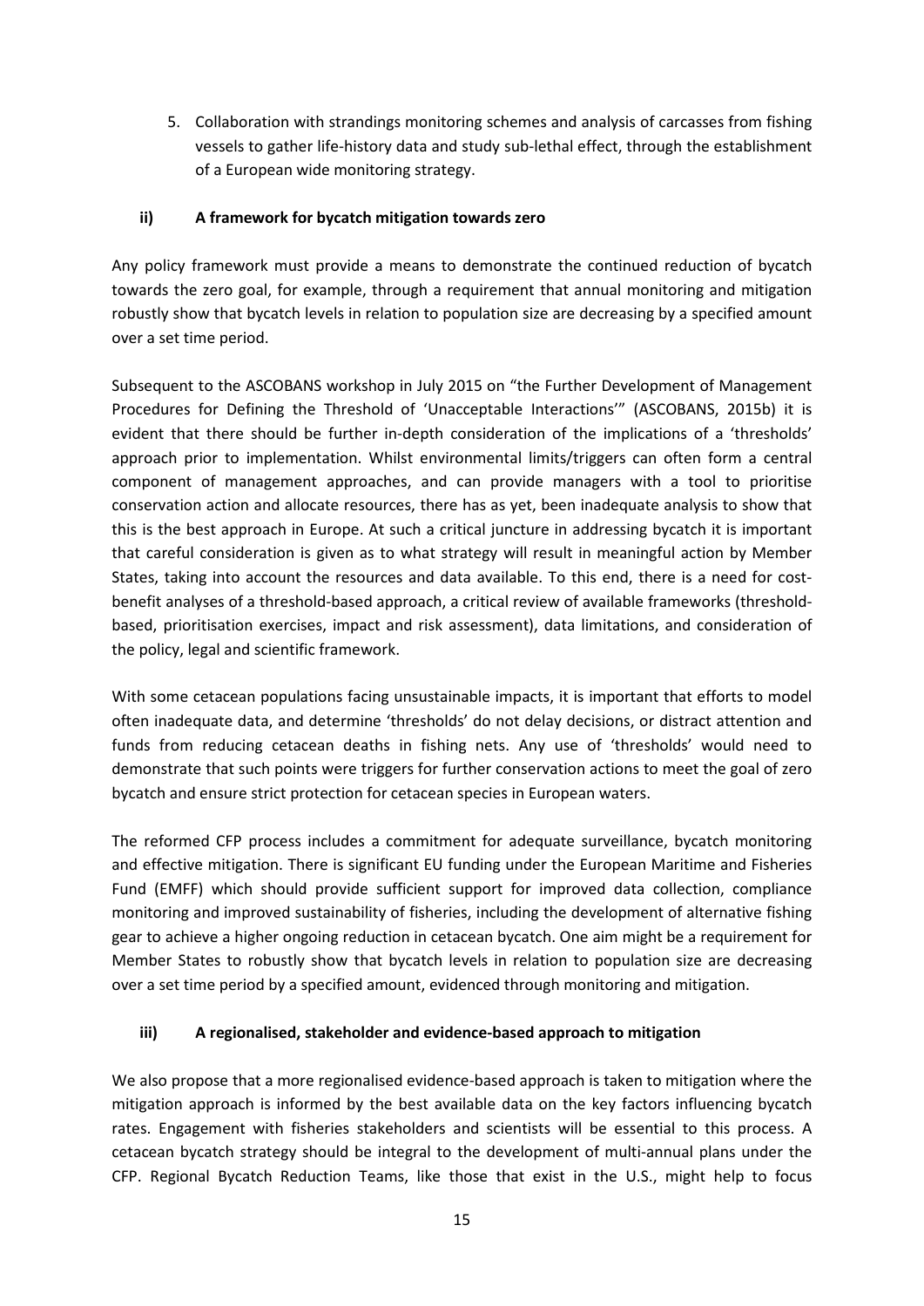5. Collaboration with strandings monitoring schemes and analysis of carcasses from fishing vessels to gather life-history data and study sub-lethal effect, through the establishment of a European wide monitoring strategy.

### ii) A framework for bycatch mitigation towards zero

Any policy framework must provide a means to demonstrate the continued reduction of bycatch towards the zero goal, for example, through a requirement that annual monitoring and mitigation robustly show that bycatch levels in relation to population size are decreasing by a specified amount over a set time period.

Subsequent to the ASCOBANS workshop in July 2015 on "the Further Development of Management Procedures for Defining the Threshold of 'Unacceptable Interactions'" (ASCOBANS, 2015b) it is evident that there should be further in-depth consideration of the implications of a 'thresholds' approach prior to implementation. Whilst environmental limits/triggers can often form a central component of management approaches, and can provide managers with a tool to prioritise conservation action and allocate resources, there has as yet, been inadequate analysis to show that this is the best approach in Europe. At such a critical juncture in addressing bycatch it is important that careful consideration is given as to what strategy will result in meaningful action by Member States, taking into account the resources and data available. To this end, there is a need for cost-benefit analyses of a threshold-based approach, a critical review of available frameworks (threshold-based, prioritisation exercises, impact and risk assessment), data limitations, and consideration of the policy, legal and scientific framework.

With some cetacean populations facing unsustainable impacts, it is important that efforts to model often inadequate data, and determine 'thresholds' do not delay decisions, or distract attention and funds from reducing cetacean deaths in fishing nets. Any use of 'thresholds' would need to demonstrate that such points were triggers for further conservation actions to meet the goal of zero bycatch and ensure strict protection for cetacean species in European waters.

The reformed CFP process includes a commitment for adequate surveillance, bycatch monitoring and effective mitigation. There is significant EU funding under the European Maritime and Fisheries Fund (EMFF) which should provide sufficient support for improved data collection, compliance monitoring and improved sustainability of fisheries, including the development of alternative fishing gear to achieve a higher ongoing reduction in cetacean bycatch. One aim might be a requirement for Member States to robustly show that bycatch levels in relation to population size are decreasing over a set time period by a specified amount, evidenced through monitoring and mitigation.

### iii) A regionalised, stakeholder and evidence-based approach to mitigation

We also propose that a more regionalised evidence-based approach is taken to mitigation where the mitigation approach is informed by the best available data on the key factors influencing bycatch rates. Engagement with fisheries stakeholders and scientists will be essential to this process. A cetacean bycatch strategy should be integral to the development of multi-annual plans under the CFP. Regional Bycatch Reduction Teams, like those that exist in the U.S., might help to focus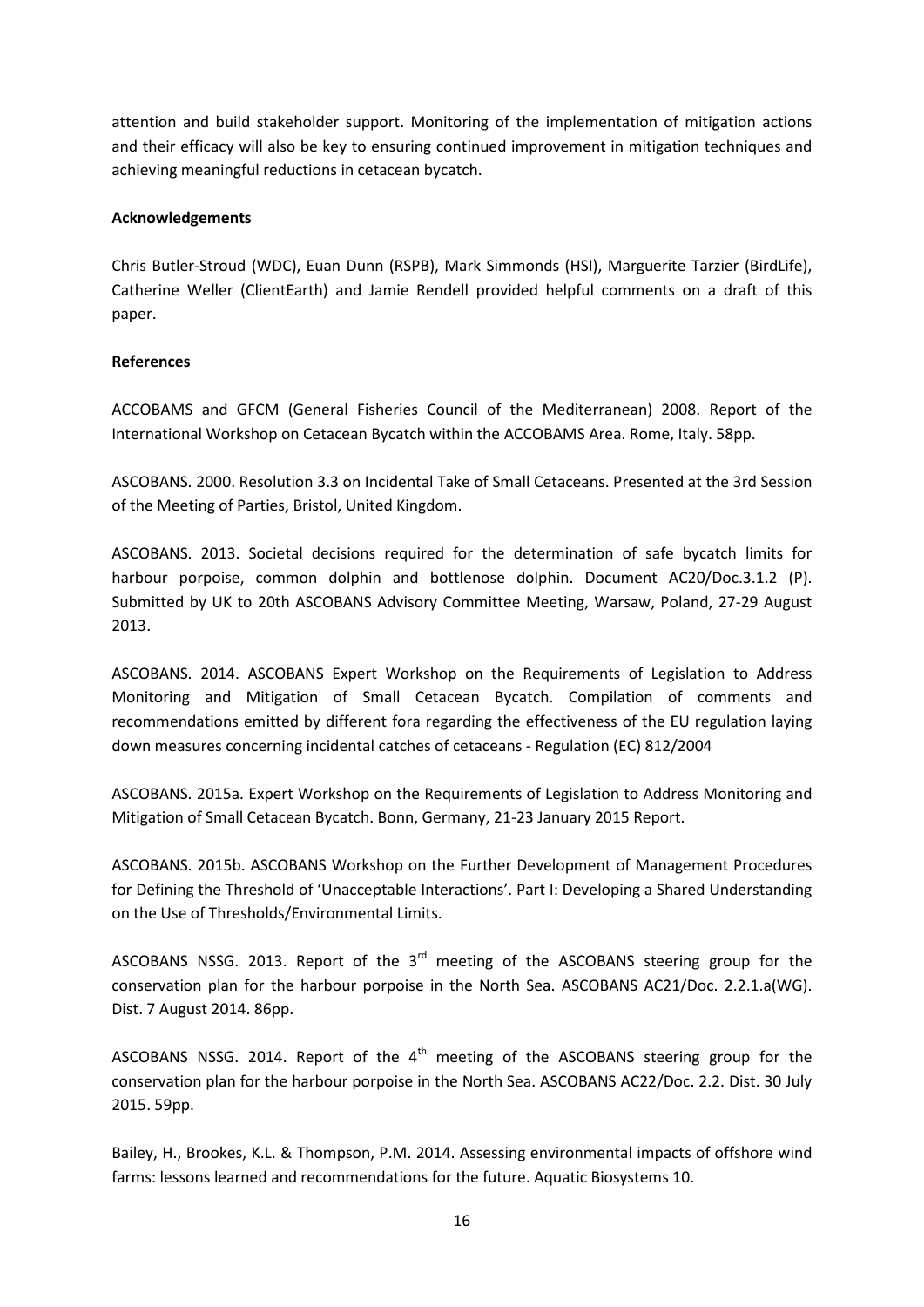attention and build stakeholder support. Monitoring of the implementation of mitigation actions and their efficacy will also be key to ensuring continued improvement in mitigation techniques and achieving meaningful reductions in cetacean bycatch.

**Acknowledgements**

Chris Butler-Stroud (WDC), Euan Dunn (RSPB), Mark Simmonds (HSI), Marguerite Tarzier (BirdLife), Catherine Weller (ClientEarth) and Jamie Rendell provided helpful comments on a draft of this paper.

**References**

ACCOBAMS and GFCM (General Fisheries Council of the Mediterranean) 2008. Report of the International Workshop on Cetacean Bycatch within the ACCOBAMS Area. Rome, Italy. 58pp.

ASCOBANS. 2000. Resolution 3.3 on Incidental Take of Small Cetaceans. Presented at the 3rd Session of the Meeting of Parties, Bristol, United Kingdom.

ASCOBANS. 2013. Societal decisions required for the determination of safe bycatch limits for harbour porpoise, common dolphin and bottlenose dolphin. Document AC20/Doc.3.1.2 (P). Submitted by UK to 20th ASCOBANS Advisory Committee Meeting, Warsaw, Poland, 27-29 August 2013.

ASCOBANS. 2014. ASCOBANS Expert Workshop on the Requirements of Legislation to Address Monitoring and Mitigation of Small Cetacean Bycatch. Compilation of comments and recommendations emitted by different fora regarding the effectiveness of the EU regulation laying down measures concerning incidental catches of cetaceans - Regulation (EC) 812/2004

ASCOBANS. 2015a. Expert Workshop on the Requirements of Legislation to Address Monitoring and Mitigation of Small Cetacean Bycatch. Bonn, Germany, 21-23 January 2015 Report.

ASCOBANS. 2015b. ASCOBANS Workshop on the Further Development of Management Procedures for Defining the Threshold of 'Unacceptable Interactions'. Part I: Developing a Shared Understanding on the Use of Thresholds/Environmental Limits.

ASCOBANS NSSG. 2013. Report of the 3rd meeting of the ASCOBANS steering group for the conservation plan for the harbour porpoise in the North Sea. ASCOBANS AC21/Doc. 2.2.1.a(WG). Dist. 7 August 2014. 86pp.

ASCOBANS NSSG. 2014. Report of the 4th meeting of the ASCOBANS steering group for the conservation plan for the harbour porpoise in the North Sea. ASCOBANS AC22/Doc. 2.2. Dist. 30 July 2015. 59pp.

Bailey, H., Brookes, K.L. & Thompson, P.M. 2014. Assessing environmental impacts of offshore wind farms: lessons learned and recommendations for the future. Aquatic Biosystems 10.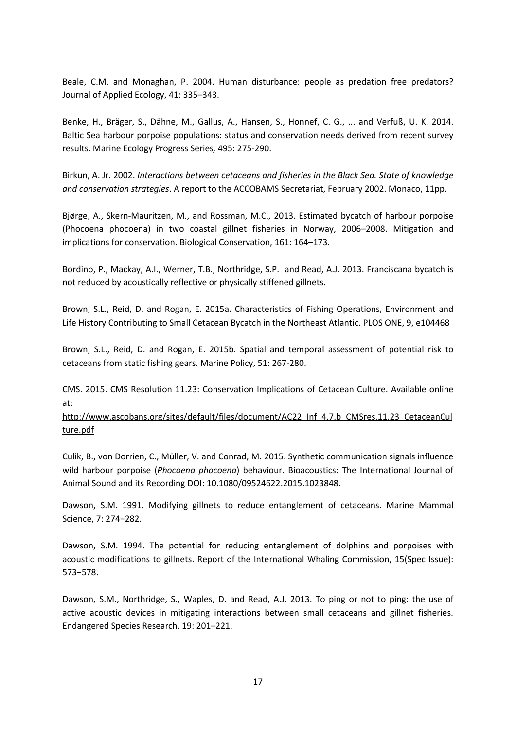Beale, C.M. and Monaghan, P. 2004. Human disturbance: people as predation free predators? Journal of Applied Ecology, 41: 335–343.

Benke, H., Bräger, S., Dähne, M., Gallus, A., Hansen, S., Honnef, C. G., ... and Verfuß, U. K. 2014. Baltic Sea harbour porpoise populations: status and conservation needs derived from recent survey results. Marine Ecology Progress Series*,* 495: 275-290.

Birkun, A. Jr. 2002. *Interactions between cetaceans and fisheries in the Black Sea. State of knowledge and conservation strategies*. A report to the ACCOBAMS Secretariat, February 2002. Monaco, 11pp.

Bjørge, A., Skern-Mauritzen, M., and Rossman, M.C., 2013. Estimated bycatch of harbour porpoise (Phocoena phocoena) in two coastal gillnet fisheries in Norway, 2006–2008. Mitigation and implications for conservation. Biological Conservation, 161: 164–173.

Bordino, P., Mackay, A.I., Werner, T.B., Northridge, S.P. and Read, A.J. 2013. Franciscana bycatch is not reduced by acoustically reflective or physically stiffened gillnets.

Brown, S.L., Reid, D. and Rogan, E. 2015a. Characteristics of Fishing Operations, Environment and Life History Contributing to Small Cetacean Bycatch in the Northeast Atlantic. PLOS ONE, 9, e104468

Brown, S.L., Reid, D. and Rogan, E. 2015b. Spatial and temporal assessment of potential risk to cetaceans from static fishing gears. Marine Policy, 51: 267-280.

CMS. 2015. CMS Resolution 11.23: Conservation Implications of Cetacean Culture. Available online at:
http://www.ascobans.org/sites/default/files/document/AC22_Inf_4.7.b_CMSres.11.23_CetaceanCulture.pdf

Culik, B., von Dorrien, C., Müller, V. and Conrad, M. 2015. Synthetic communication signals influence wild harbour porpoise (*Phocoena phocoena*) behaviour. Bioacoustics: The International Journal of Animal Sound and its Recording DOI: 10.1080/09524622.2015.1023848.

Dawson, S.M. 1991. Modifying gillnets to reduce entanglement of cetaceans. Marine Mammal Science, 7: 274−282.

Dawson, S.M. 1994. The potential for reducing entanglement of dolphins and porpoises with acoustic modifications to gillnets. Report of the International Whaling Commission, 15(Spec Issue): 573−578.

Dawson, S.M., Northridge, S., Waples, D. and Read, A.J. 2013. To ping or not to ping: the use of active acoustic devices in mitigating interactions between small cetaceans and gillnet fisheries. Endangered Species Research, 19: 201–221.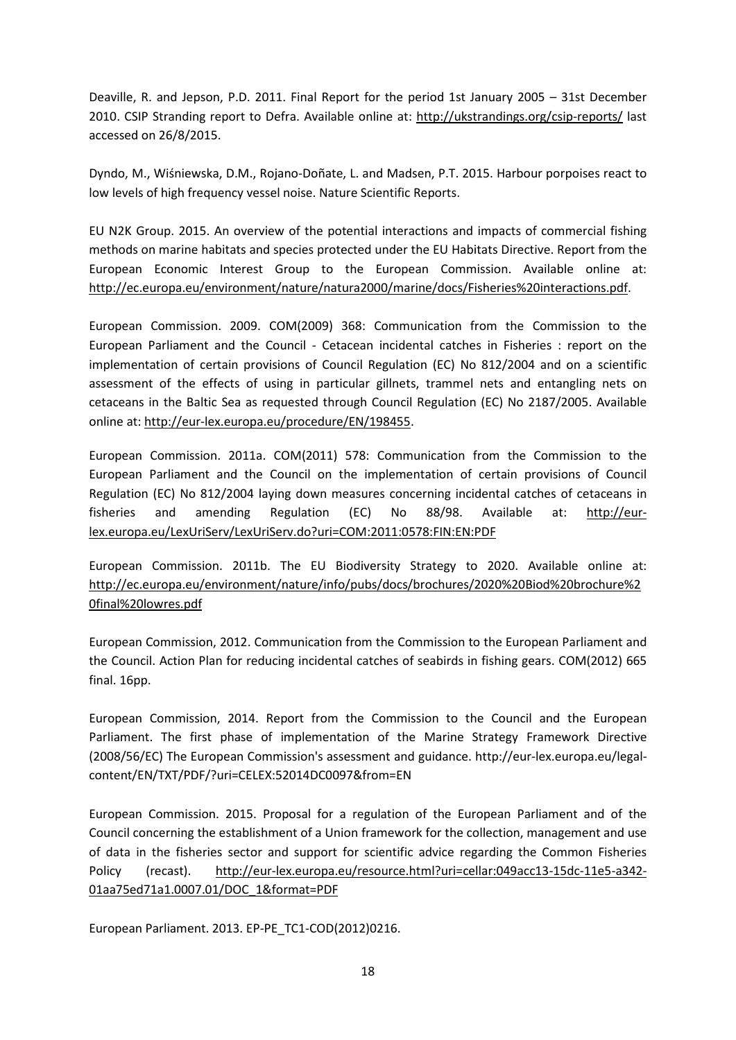Deaville, R. and Jepson, P.D. 2011. Final Report for the period 1st January 2005 – 31st December 2010. CSIP Stranding report to Defra. Available online at: http://ukstrandings.org/csip-reports/ last accessed on 26/8/2015.

Dyndo, M., Wiśniewska, D.M., Rojano-Doñate, L. and Madsen, P.T. 2015. Harbour porpoises react to low levels of high frequency vessel noise. Nature Scientific Reports.

EU N2K Group. 2015. An overview of the potential interactions and impacts of commercial fishing methods on marine habitats and species protected under the EU Habitats Directive. Report from the European Economic Interest Group to the European Commission. Available online at: http://ec.europa.eu/environment/nature/natura2000/marine/docs/Fisheries%20interactions.pdf.

European Commission. 2009. COM(2009) 368: Communication from the Commission to the European Parliament and the Council - Cetacean incidental catches in Fisheries : report on the implementation of certain provisions of Council Regulation (EC) No 812/2004 and on a scientific assessment of the effects of using in particular gillnets, trammel nets and entangling nets on cetaceans in the Baltic Sea as requested through Council Regulation (EC) No 2187/2005. Available online at: http://eur-lex.europa.eu/procedure/EN/198455.

European Commission. 2011a. COM(2011) 578: Communication from the Commission to the European Parliament and the Council on the implementation of certain provisions of Council Regulation (EC) No 812/2004 laying down measures concerning incidental catches of cetaceans in fisheries and amending Regulation (EC) No 88/98. Available at: http://eur-lex.europa.eu/LexUriServ/LexUriServ.do?uri=COM:2011:0578:FIN:EN:PDF

European Commission. 2011b. The EU Biodiversity Strategy to 2020. Available online at: http://ec.europa.eu/environment/nature/info/pubs/docs/brochures/2020%20Biod%20brochure%20final%20lowres.pdf

European Commission, 2012. Communication from the Commission to the European Parliament and the Council. Action Plan for reducing incidental catches of seabirds in fishing gears. COM(2012) 665 final. 16pp.

European Commission, 2014. Report from the Commission to the Council and the European Parliament. The first phase of implementation of the Marine Strategy Framework Directive (2008/56/EC) The European Commission's assessment and guidance. http://eur-lex.europa.eu/legal-content/EN/TXT/PDF/?uri=CELEX:52014DC0097&from=EN

European Commission. 2015. Proposal for a regulation of the European Parliament and of the Council concerning the establishment of a Union framework for the collection, management and use of data in the fisheries sector and support for scientific advice regarding the Common Fisheries Policy (recast). http://eur-lex.europa.eu/resource.html?uri=cellar:049acc13-15dc-11e5-a342-01aa75ed71a1.0007.01/DOC_1&format=PDF

European Parliament. 2013. EP-PE_TC1-COD(2012)0216.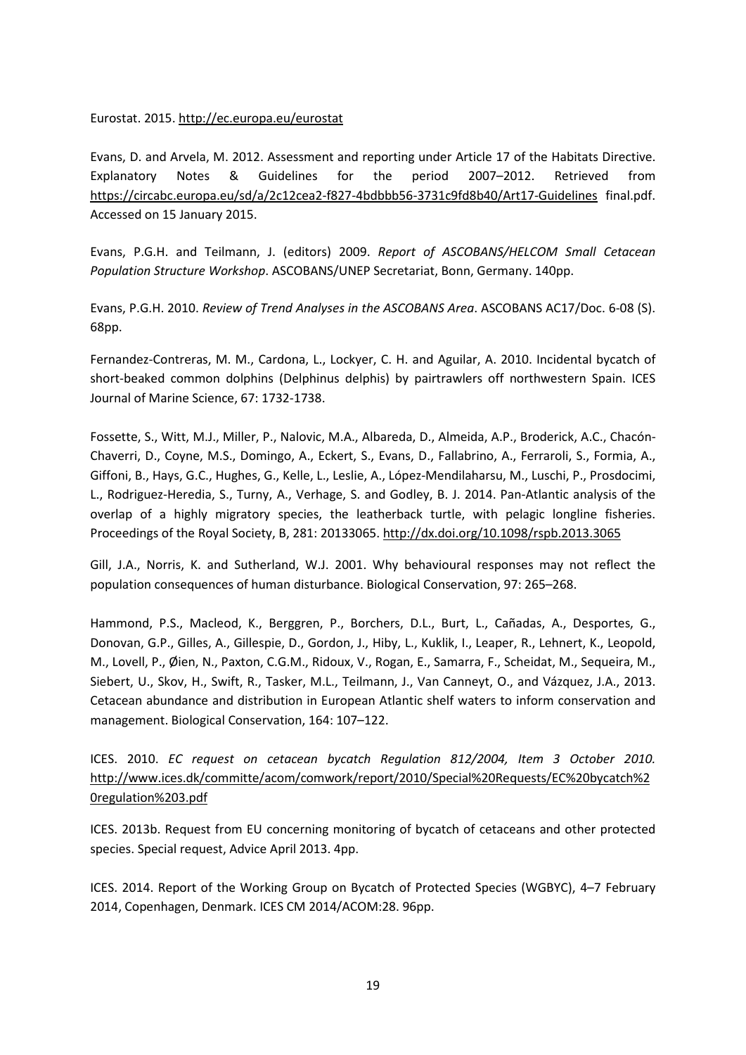Eurostat. 2015. http://ec.europa.eu/eurostat

Evans, D. and Arvela, M. 2012. Assessment and reporting under Article 17 of the Habitats Directive. Explanatory Notes & Guidelines for the period 2007–2012. Retrieved from https://circabc.europa.eu/sd/a/2c12cea2-f827-4bdbbb56-3731c9fd8b40/Art17-Guidelines final.pdf. Accessed on 15 January 2015.

Evans, P.G.H. and Teilmann, J. (editors) 2009. *Report of ASCOBANS/HELCOM Small Cetacean Population Structure Workshop*. ASCOBANS/UNEP Secretariat, Bonn, Germany. 140pp.

Evans, P.G.H. 2010. *Review of Trend Analyses in the ASCOBANS Area*. ASCOBANS AC17/Doc. 6-08 (S). 68pp.

Fernandez-Contreras, M. M., Cardona, L., Lockyer, C. H. and Aguilar, A. 2010. Incidental bycatch of short-beaked common dolphins (Delphinus delphis) by pairtrawlers off northwestern Spain. ICES Journal of Marine Science, 67: 1732-1738.

Fossette, S., Witt, M.J., Miller, P., Nalovic, M.A., Albareda, D., Almeida, A.P., Broderick, A.C., Chacón-Chaverri, D., Coyne, M.S., Domingo, A., Eckert, S., Evans, D., Fallabrino, A., Ferraroli, S., Formia, A., Giffoni, B., Hays, G.C., Hughes, G., Kelle, L., Leslie, A., López-Mendilaharsu, M., Luschi, P., Prosdocimi, L., Rodriguez-Heredia, S., Turny, A., Verhage, S. and Godley, B. J. 2014. Pan-Atlantic analysis of the overlap of a highly migratory species, the leatherback turtle, with pelagic longline fisheries. Proceedings of the Royal Society, B, 281: 20133065. http://dx.doi.org/10.1098/rspb.2013.3065

Gill, J.A., Norris, K. and Sutherland, W.J. 2001. Why behavioural responses may not reflect the population consequences of human disturbance. Biological Conservation, 97: 265–268.

Hammond, P.S., Macleod, K., Berggren, P., Borchers, D.L., Burt, L., Cañadas, A., Desportes, G., Donovan, G.P., Gilles, A., Gillespie, D., Gordon, J., Hiby, L., Kuklik, I., Leaper, R., Lehnert, K., Leopold, M., Lovell, P., Øien, N., Paxton, C.G.M., Ridoux, V., Rogan, E., Samarra, F., Scheidat, M., Sequeira, M., Siebert, U., Skov, H., Swift, R., Tasker, M.L., Teilmann, J., Van Canneyt, O., and Vázquez, J.A., 2013. Cetacean abundance and distribution in European Atlantic shelf waters to inform conservation and management. Biological Conservation, 164: 107–122.

ICES. 2010. *EC request on cetacean bycatch Regulation 812/2004, Item 3 October 2010.* http://www.ices.dk/committe/acom/comwork/report/2010/Special%20Requests/EC%20bycatch%20regulation%203.pdf

ICES. 2013b. Request from EU concerning monitoring of bycatch of cetaceans and other protected species. Special request, Advice April 2013. 4pp.

ICES. 2014. Report of the Working Group on Bycatch of Protected Species (WGBYC), 4–7 February 2014, Copenhagen, Denmark. ICES CM 2014/ACOM:28. 96pp.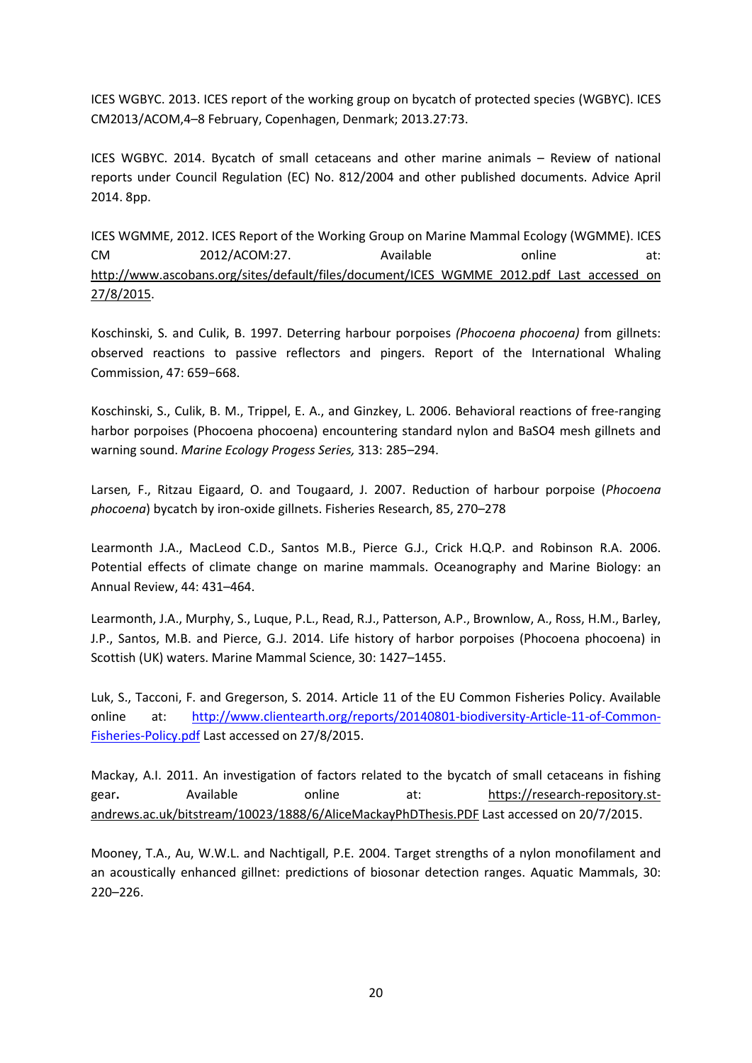ICES WGBYC. 2013. ICES report of the working group on bycatch of protected species (WGBYC). ICES CM2013/ACOM,4–8 February, Copenhagen, Denmark; 2013.27:73.

ICES WGBYC. 2014. Bycatch of small cetaceans and other marine animals – Review of national reports under Council Regulation (EC) No. 812/2004 and other published documents. Advice April 2014. 8pp.

ICES WGMME, 2012. ICES Report of the Working Group on Marine Mammal Ecology (WGMME). ICES CM 2012/ACOM:27. Available online at: http://www.ascobans.org/sites/default/files/document/ICES_WGMME_2012.pdf Last accessed on 27/8/2015.

Koschinski, S. and Culik, B. 1997. Deterring harbour porpoises *(Phocoena phocoena)* from gillnets: observed reactions to passive reflectors and pingers. Report of the International Whaling Commission, 47: 659−668.

Koschinski, S., Culik, B. M., Trippel, E. A., and Ginzkey, L. 2006. Behavioral reactions of free-ranging harbor porpoises (Phocoena phocoena) encountering standard nylon and BaSO4 mesh gillnets and warning sound. *Marine Ecology Progess Series,* 313: 285–294.

Larsen*,* F., Ritzau Eigaard, O. and Tougaard, J. 2007. Reduction of harbour porpoise (*Phocoena phocoena*) bycatch by iron-oxide gillnets. Fisheries Research, 85, 270–278

Learmonth J.A., MacLeod C.D., Santos M.B., Pierce G.J., Crick H.Q.P. and Robinson R.A. 2006. Potential effects of climate change on marine mammals. Oceanography and Marine Biology: an Annual Review, 44: 431–464.

Learmonth, J.A., Murphy, S., Luque, P.L., Read, R.J., Patterson, A.P., Brownlow, A., Ross, H.M., Barley, J.P., Santos, M.B. and Pierce, G.J. 2014. Life history of harbor porpoises (Phocoena phocoena) in Scottish (UK) waters. Marine Mammal Science, 30: 1427–1455.

Luk, S., Tacconi, F. and Gregerson, S. 2014. Article 11 of the EU Common Fisheries Policy. Available online at: http://www.clientearth.org/reports/20140801-biodiversity-Article-11-of-Common-Fisheries-Policy.pdf Last accessed on 27/8/2015.

Mackay, A.I. 2011. An investigation of factors related to the bycatch of small cetaceans in fishing gear**.** Available online at: https://research-repository.st-andrews.ac.uk/bitstream/10023/1888/6/AliceMackayPhDThesis.PDF Last accessed on 20/7/2015.

Mooney, T.A., Au, W.W.L. and Nachtigall, P.E. 2004. Target strengths of a nylon monofilament and an acoustically enhanced gillnet: predictions of biosonar detection ranges. Aquatic Mammals, 30: 220–226.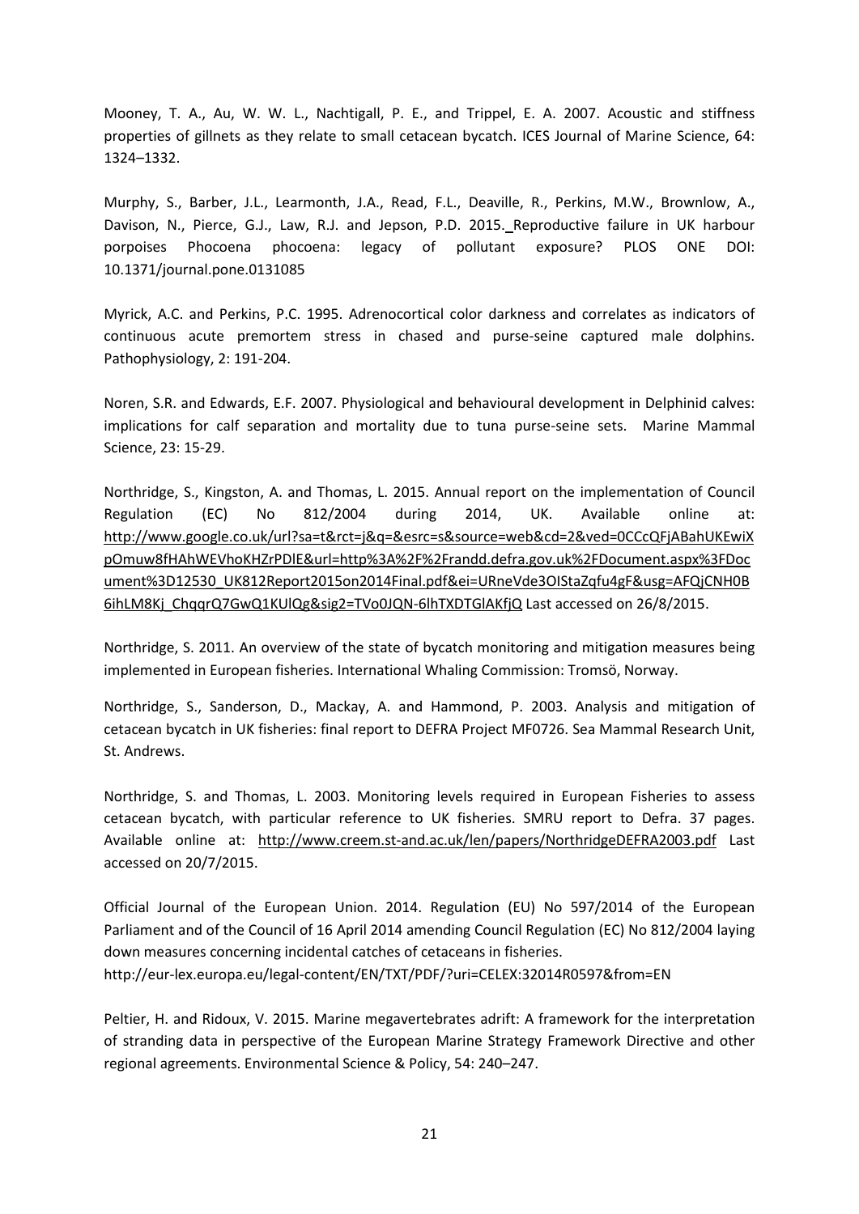Mooney, T. A., Au, W. W. L., Nachtigall, P. E., and Trippel, E. A. 2007. Acoustic and stiffness properties of gillnets as they relate to small cetacean bycatch. ICES Journal of Marine Science, 64: 1324–1332.

Murphy, S., Barber, J.L., Learmonth, J.A., Read, F.L., Deaville, R., Perkins, M.W., Brownlow, A., Davison, N., Pierce, G.J., Law, R.J. and Jepson, P.D. 2015. Reproductive failure in UK harbour porpoises Phocoena phocoena: legacy of pollutant exposure? PLOS ONE DOI: 10.1371/journal.pone.0131085

Myrick, A.C. and Perkins, P.C. 1995. Adrenocortical color darkness and correlates as indicators of continuous acute premortem stress in chased and purse-seine captured male dolphins. Pathophysiology, 2: 191-204.

Noren, S.R. and Edwards, E.F. 2007. Physiological and behavioural development in Delphinid calves: implications for calf separation and mortality due to tuna purse-seine sets. Marine Mammal Science, 23: 15-29.

Northridge, S., Kingston, A. and Thomas, L. 2015. Annual report on the implementation of Council Regulation (EC) No 812/2004 during 2014, UK. Available online at: http://www.google.co.uk/url?sa=t&rct=j&q=&esrc=s&source=web&cd=2&ved=0CCcQFjABahUKEwiXpOmuw8fHAhWEVhoKHZrPDlE&url=http%3A%2F%2Frandd.defra.gov.uk%2FDocument.aspx%3FDocument%3D12530_UK812Report2015on2014Final.pdf&ei=URneVde3OIStaZqfu4gF&usg=AFQjCNH0B6ihLM8Kj_ChqqrQ7GwQ1KUlQg&sig2=TVo0JQN-6lhTXDTGlAKfjQ Last accessed on 26/8/2015.

Northridge, S. 2011. An overview of the state of bycatch monitoring and mitigation measures being implemented in European fisheries. International Whaling Commission: Tromsö, Norway.

Northridge, S., Sanderson, D., Mackay, A. and Hammond, P. 2003. Analysis and mitigation of cetacean bycatch in UK fisheries: final report to DEFRA Project MF0726. Sea Mammal Research Unit, St. Andrews.

Northridge, S. and Thomas, L. 2003. Monitoring levels required in European Fisheries to assess cetacean bycatch, with particular reference to UK fisheries. SMRU report to Defra. 37 pages. Available online at: http://www.creem.st-and.ac.uk/len/papers/NorthridgeDEFRA2003.pdf Last accessed on 20/7/2015.

Official Journal of the European Union. 2014. Regulation (EU) No 597/2014 of the European Parliament and of the Council of 16 April 2014 amending Council Regulation (EC) No 812/2004 laying down measures concerning incidental catches of cetaceans in fisheries. http://eur-lex.europa.eu/legal-content/EN/TXT/PDF/?uri=CELEX:32014R0597&from=EN

Peltier, H. and Ridoux, V. 2015. Marine megavertebrates adrift: A framework for the interpretation of stranding data in perspective of the European Marine Strategy Framework Directive and other regional agreements. Environmental Science & Policy, 54: 240–247.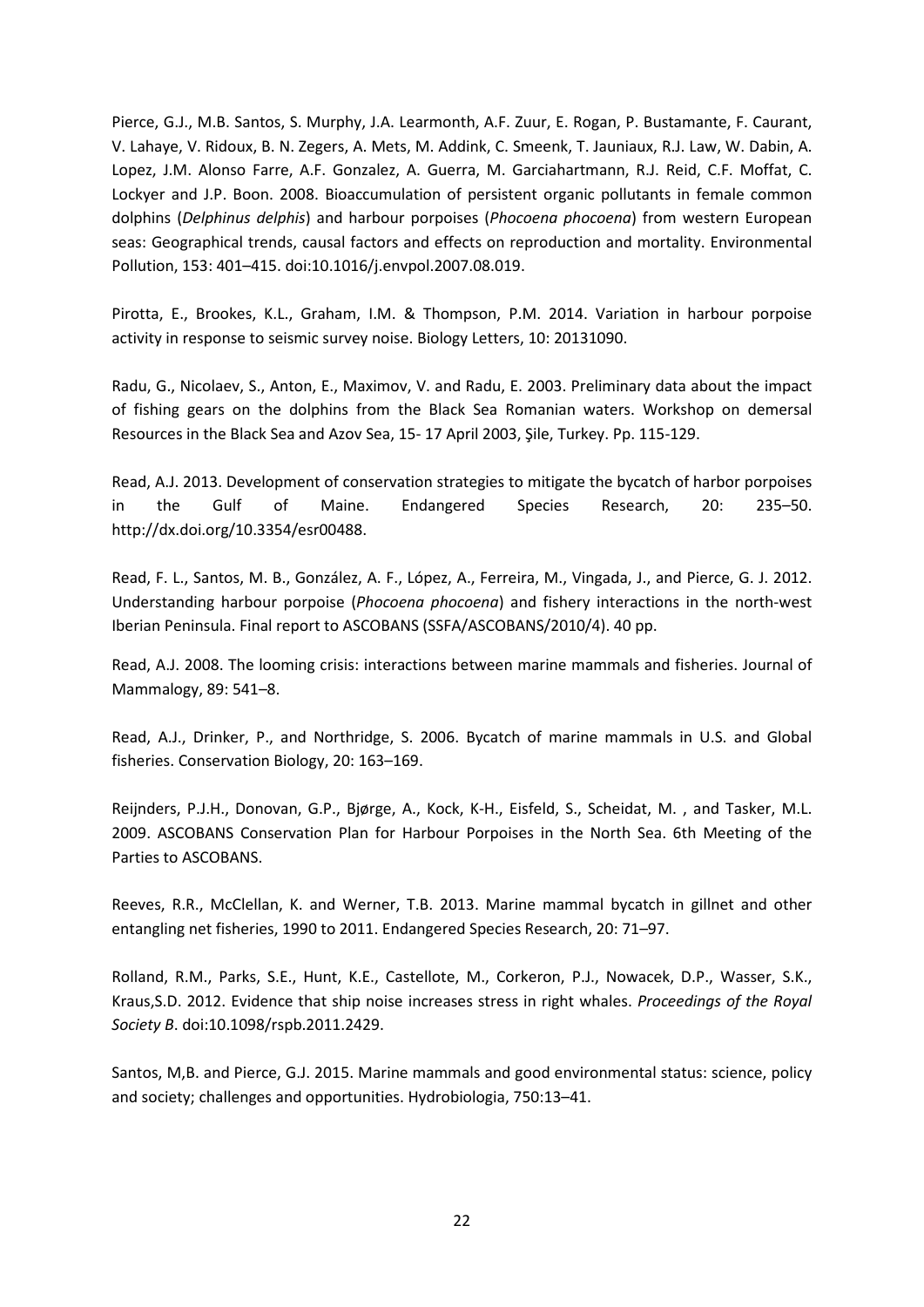Pierce, G.J., M.B. Santos, S. Murphy, J.A. Learmonth, A.F. Zuur, E. Rogan, P. Bustamante, F. Caurant, V. Lahaye, V. Ridoux, B. N. Zegers, A. Mets, M. Addink, C. Smeenk, T. Jauniaux, R.J. Law, W. Dabin, A. Lopez, J.M. Alonso Farre, A.F. Gonzalez, A. Guerra, M. Garciahartmann, R.J. Reid, C.F. Moffat, C. Lockyer and J.P. Boon. 2008. Bioaccumulation of persistent organic pollutants in female common dolphins (*Delphinus delphis*) and harbour porpoises (*Phocoena phocoena*) from western European seas: Geographical trends, causal factors and effects on reproduction and mortality. Environmental Pollution, 153: 401–415. doi:10.1016/j.envpol.2007.08.019.

Pirotta, E., Brookes, K.L., Graham, I.M. & Thompson, P.M. 2014. Variation in harbour porpoise activity in response to seismic survey noise. Biology Letters, 10: 20131090.

Radu, G., Nicolaev, S., Anton, E., Maximov, V. and Radu, E. 2003. Preliminary data about the impact of fishing gears on the dolphins from the Black Sea Romanian waters. Workshop on demersal Resources in the Black Sea and Azov Sea, 15- 17 April 2003, Şile, Turkey. Pp. 115-129.

Read, A.J. 2013. Development of conservation strategies to mitigate the bycatch of harbor porpoises in the Gulf of Maine. Endangered Species Research, 20: 235–50. http://dx.doi.org/10.3354/esr00488.

Read, F. L., Santos, M. B., González, A. F., López, A., Ferreira, M., Vingada, J., and Pierce, G. J. 2012. Understanding harbour porpoise (*Phocoena phocoena*) and fishery interactions in the north-west Iberian Peninsula. Final report to ASCOBANS (SSFA/ASCOBANS/2010/4). 40 pp.

Read, A.J. 2008. The looming crisis: interactions between marine mammals and fisheries. Journal of Mammalogy, 89: 541–8.

Read, A.J., Drinker, P., and Northridge, S. 2006. Bycatch of marine mammals in U.S. and Global fisheries. Conservation Biology, 20: 163–169.

Reijnders, P.J.H., Donovan, G.P., Bjørge, A., Kock, K-H., Eisfeld, S., Scheidat, M. , and Tasker, M.L. 2009. ASCOBANS Conservation Plan for Harbour Porpoises in the North Sea. 6th Meeting of the Parties to ASCOBANS.

Reeves, R.R., McClellan, K. and Werner, T.B. 2013. Marine mammal bycatch in gillnet and other entangling net fisheries, 1990 to 2011. Endangered Species Research, 20: 71–97.

Rolland, R.M., Parks, S.E., Hunt, K.E., Castellote, M., Corkeron, P.J., Nowacek, D.P., Wasser, S.K., Kraus,S.D. 2012. Evidence that ship noise increases stress in right whales. *Proceedings of the Royal Society B*. doi:10.1098/rspb.2011.2429.

Santos, M,B. and Pierce, G.J. 2015. Marine mammals and good environmental status: science, policy and society; challenges and opportunities. Hydrobiologia, 750:13–41.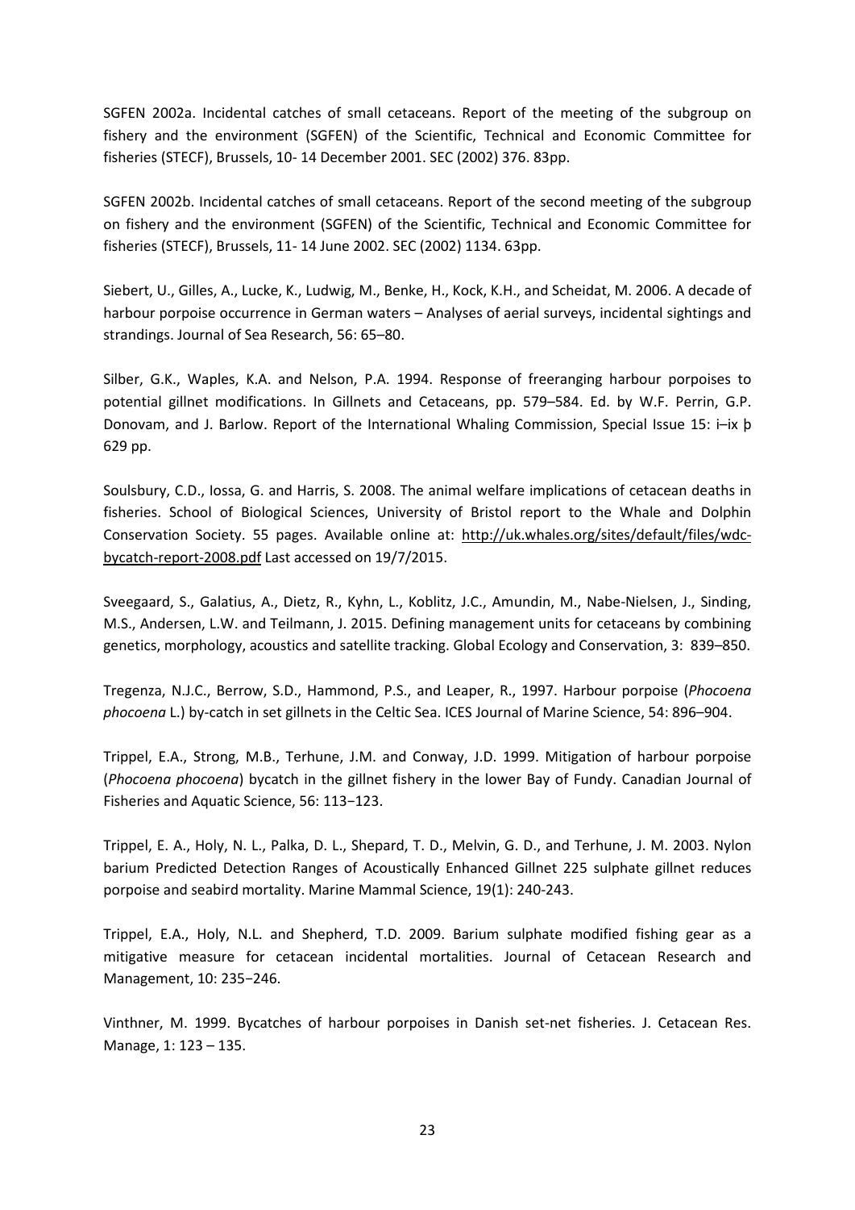SGFEN 2002a. Incidental catches of small cetaceans. Report of the meeting of the subgroup on fishery and the environment (SGFEN) of the Scientific, Technical and Economic Committee for fisheries (STECF), Brussels, 10- 14 December 2001. SEC (2002) 376. 83pp.

SGFEN 2002b. Incidental catches of small cetaceans. Report of the second meeting of the subgroup on fishery and the environment (SGFEN) of the Scientific, Technical and Economic Committee for fisheries (STECF), Brussels, 11- 14 June 2002. SEC (2002) 1134. 63pp.

Siebert, U., Gilles, A., Lucke, K., Ludwig, M., Benke, H., Kock, K.H., and Scheidat, M. 2006. A decade of harbour porpoise occurrence in German waters – Analyses of aerial surveys, incidental sightings and strandings. Journal of Sea Research, 56: 65–80.

Silber, G.K., Waples, K.A. and Nelson, P.A. 1994. Response of freeranging harbour porpoises to potential gillnet modifications. In Gillnets and Cetaceans, pp. 579–584. Ed. by W.F. Perrin, G.P. Donovam, and J. Barlow. Report of the International Whaling Commission, Special Issue 15: i–ix þ 629 pp.

Soulsbury, C.D., Iossa, G. and Harris, S. 2008. The animal welfare implications of cetacean deaths in fisheries. School of Biological Sciences, University of Bristol report to the Whale and Dolphin Conservation Society. 55 pages. Available online at: http://uk.whales.org/sites/default/files/wdc-bycatch-report-2008.pdf Last accessed on 19/7/2015.

Sveegaard, S., Galatius, A., Dietz, R., Kyhn, L., Koblitz, J.C., Amundin, M., Nabe-Nielsen, J., Sinding, M.S., Andersen, L.W. and Teilmann, J. 2015. Defining management units for cetaceans by combining genetics, morphology, acoustics and satellite tracking. Global Ecology and Conservation, 3: 839–850.

Tregenza, N.J.C., Berrow, S.D., Hammond, P.S., and Leaper, R., 1997. Harbour porpoise (*Phocoena phocoena* L.) by-catch in set gillnets in the Celtic Sea. ICES Journal of Marine Science, 54: 896–904.

Trippel, E.A., Strong, M.B., Terhune, J.M. and Conway, J.D. 1999. Mitigation of harbour porpoise (*Phocoena phocoena*) bycatch in the gillnet fishery in the lower Bay of Fundy. Canadian Journal of Fisheries and Aquatic Science, 56: 113−123.

Trippel, E. A., Holy, N. L., Palka, D. L., Shepard, T. D., Melvin, G. D., and Terhune, J. M. 2003. Nylon barium Predicted Detection Ranges of Acoustically Enhanced Gillnet 225 sulphate gillnet reduces porpoise and seabird mortality. Marine Mammal Science, 19(1): 240-243.

Trippel, E.A., Holy, N.L. and Shepherd, T.D. 2009. Barium sulphate modified fishing gear as a mitigative measure for cetacean incidental mortalities. Journal of Cetacean Research and Management, 10: 235−246.

Vinthner, M. 1999. Bycatches of harbour porpoises in Danish set-net fisheries. J. Cetacean Res. Manage, 1: 123 – 135.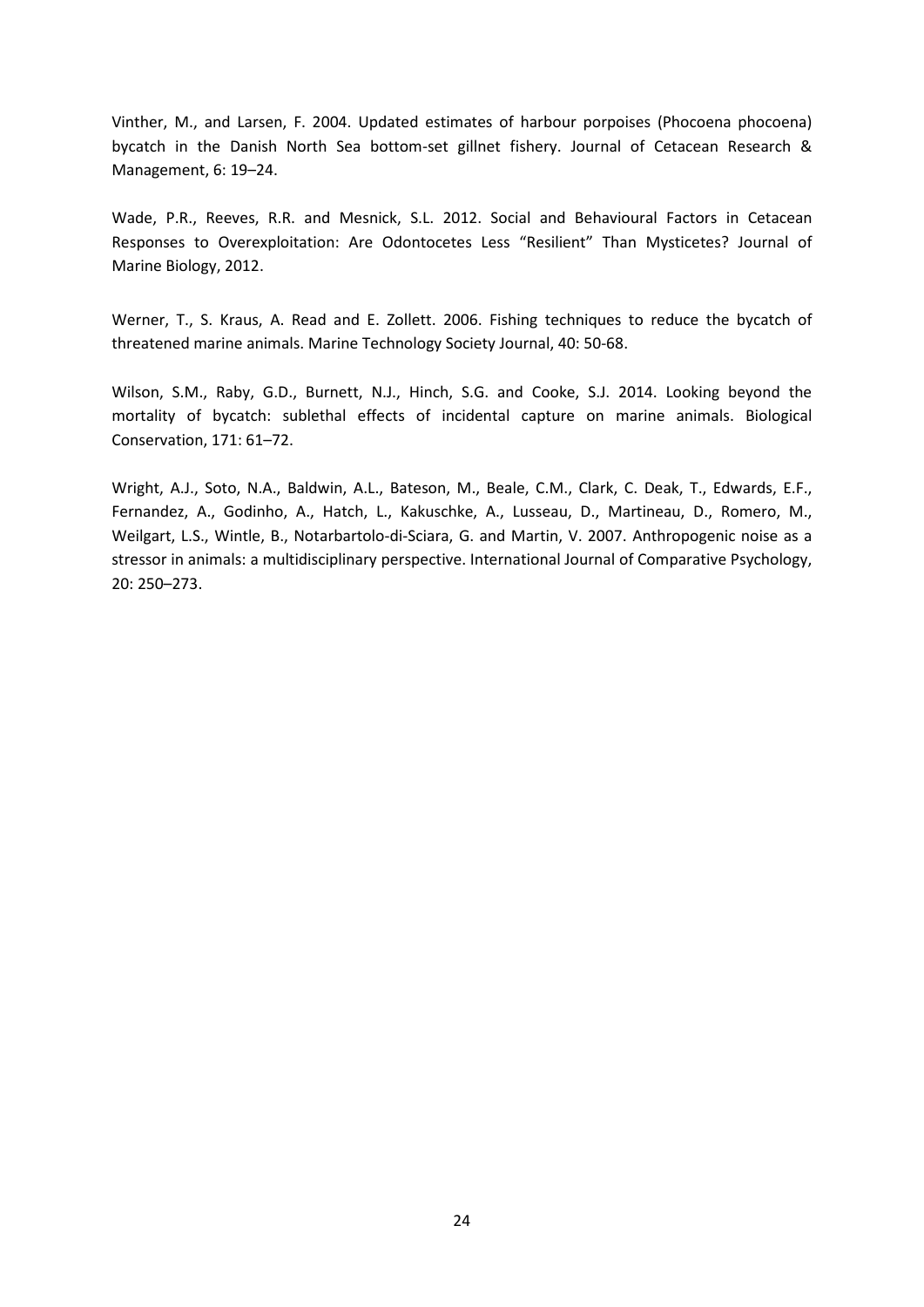Vinther, M., and Larsen, F. 2004. Updated estimates of harbour porpoises (Phocoena phocoena) bycatch in the Danish North Sea bottom-set gillnet fishery. Journal of Cetacean Research & Management, 6: 19–24.

Wade, P.R., Reeves, R.R. and Mesnick, S.L. 2012. Social and Behavioural Factors in Cetacean Responses to Overexploitation: Are Odontocetes Less "Resilient" Than Mysticetes? Journal of Marine Biology, 2012.

Werner, T., S. Kraus, A. Read and E. Zollett. 2006. Fishing techniques to reduce the bycatch of threatened marine animals. Marine Technology Society Journal, 40: 50-68.

Wilson, S.M., Raby, G.D., Burnett, N.J., Hinch, S.G. and Cooke, S.J. 2014. Looking beyond the mortality of bycatch: sublethal effects of incidental capture on marine animals. Biological Conservation, 171: 61–72.

Wright, A.J., Soto, N.A., Baldwin, A.L., Bateson, M., Beale, C.M., Clark, C. Deak, T., Edwards, E.F., Fernandez, A., Godinho, A., Hatch, L., Kakuschke, A., Lusseau, D., Martineau, D., Romero, M., Weilgart, L.S., Wintle, B., Notarbartolo-di-Sciara, G. and Martin, V. 2007. Anthropogenic noise as a stressor in animals: a multidisciplinary perspective. International Journal of Comparative Psychology, 20: 250–273.